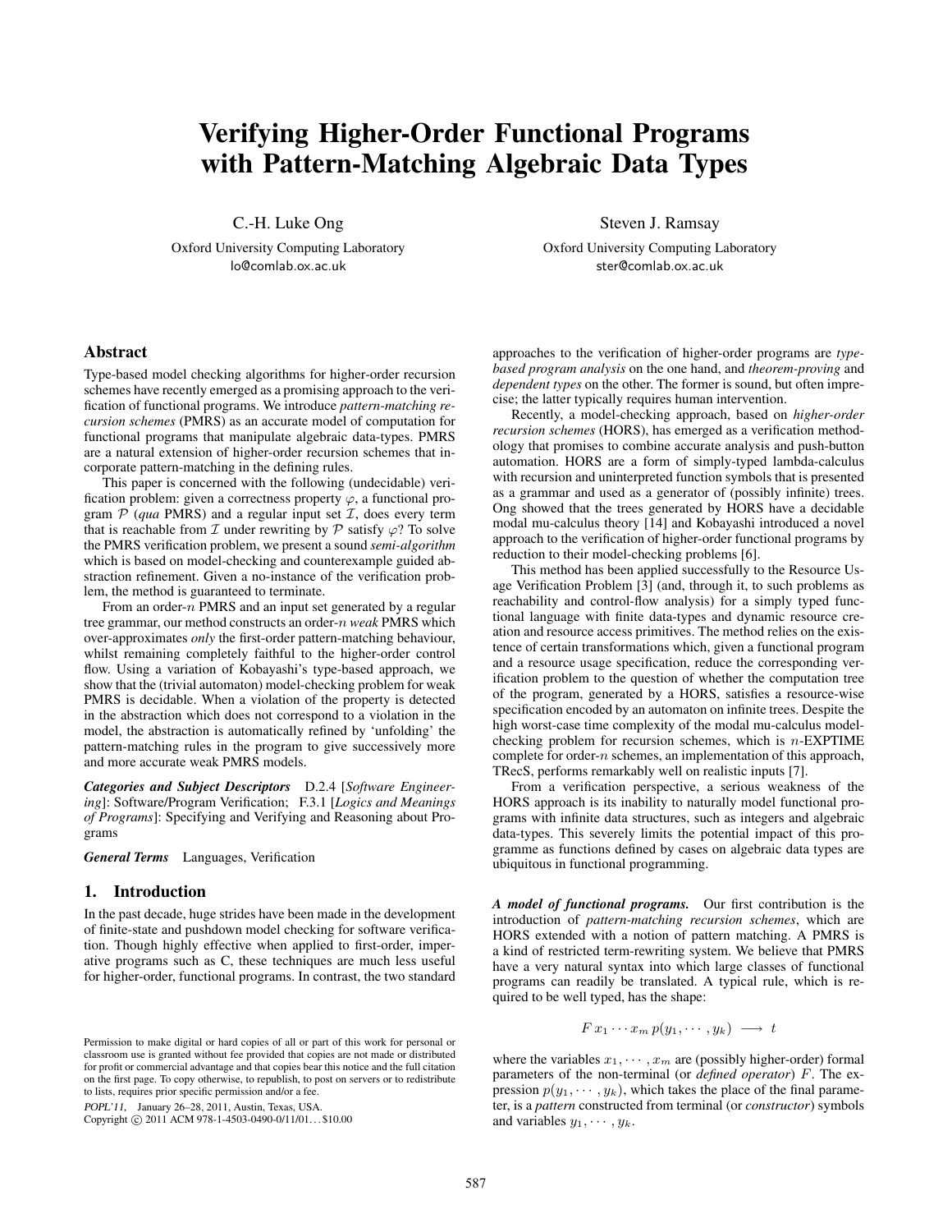# Verifying Higher-Order Functional Programs with Pattern-Matching Algebraic Data Types

C.-H. Luke Ong
Oxford University Computing Laboratory
lo@comlab.ox.ac.uk

Steven J. Ramsay
Oxford University Computing Laboratory
ster@comlab.ox.ac.uk

## Abstract

Type-based model checking algorithms for higher-order recursion schemes have recently emerged as a promising approach to the verification of functional programs. We introduce *pattern-matching recursion schemes* (PMRS) as an accurate model of computation for functional programs that manipulate algebraic data-types. PMRS are a natural extension of higher-order recursion schemes that incorporate pattern-matching in the defining rules.

This paper is concerned with the following (undecidable) verification problem: given a correctness property $\varphi$, a functional program $\mathcal{P}$ (*qua* PMRS) and a regular input set $\mathcal{I}$, does every term that is reachable from $\mathcal{I}$ under rewriting by $\mathcal{P}$ satisfy $\varphi$? To solve the PMRS verification problem, we present a sound *semi-algorithm* which is based on model-checking and counterexample guided abstraction refinement. Given a no-instance of the verification problem, the method is guaranteed to terminate.

From an order-$n$ PMRS and an input set generated by a regular tree grammar, our method constructs an order-$n$ *weak* PMRS which over-approximates *only* the first-order pattern-matching behaviour, whilst remaining completely faithful to the higher-order control flow. Using a variation of Kobayashi's type-based approach, we show that the (trivial automaton) model-checking problem for weak PMRS is decidable. When a violation of the property is detected in the abstraction which does not correspond to a violation in the model, the abstraction is automatically refined by 'unfolding' the pattern-matching rules in the program to give successively more and more accurate weak PMRS models.

***Categories and Subject Descriptors*** D.2.4 [*Software Engineering*]: Software/Program Verification; F.3.1 [*Logics and Meanings of Programs*]: Specifying and Verifying and Reasoning about Programs

***General Terms*** Languages, Verification

## 1. Introduction

In the past decade, huge strides have been made in the development of finite-state and pushdown model checking for software verification. Though highly effective when applied to first-order, imperative programs such as C, these techniques are much less useful for higher-order, functional programs. In contrast, the two standard approaches to the verification of higher-order programs are *type-based program analysis* on the one hand, and *theorem-proving* and *dependent types* on the other. The former is sound, but often imprecise; the latter typically requires human intervention.

Recently, a model-checking approach, based on *higher-order recursion schemes* (HORS), has emerged as a verification methodology that promises to combine accurate analysis and push-button automation. HORS are a form of simply-typed lambda-calculus with recursion and uninterpreted function symbols that is presented as a grammar and used as a generator of (possibly infinite) trees. Ong showed that the trees generated by HORS have a decidable modal mu-calculus theory [14] and Kobayashi introduced a novel approach to the verification of higher-order functional programs by reduction to their model-checking problems [6].

This method has been applied successfully to the Resource Usage Verification Problem [3] (and, through it, to such problems as reachability and control-flow analysis) for a simply typed functional language with finite data-types and dynamic resource creation and resource access primitives. The method relies on the existence of certain transformations which, given a functional program and a resource usage specification, reduce the corresponding verification problem to the question of whether the computation tree of the program, generated by a HORS, satisfies a resource-wise specification encoded by an automaton on infinite trees. Despite the high worst-case time complexity of the modal mu-calculus model-checking problem for recursion schemes, which is $n$-EXPTIME complete for order-$n$ schemes, an implementation of this approach, TRecS, performs remarkably well on realistic inputs [7].

From a verification perspective, a serious weakness of the HORS approach is its inability to naturally model functional programs with infinite data structures, such as integers and algebraic data-types. This severely limits the potential impact of this programme as functions defined by cases on algebraic data types are ubiquitous in functional programming.

***A model of functional programs.*** Our first contribution is the introduction of *pattern-matching recursion schemes*, which are HORS extended with a notion of pattern matching. A PMRS is a kind of restricted term-rewriting system. We believe that PMRS have a very natural syntax into which large classes of functional programs can readily be translated. A typical rule, which is required to be well typed, has the shape:

$$F\, x_1 \cdots x_m\, p(y_1, \cdots, y_k) \;\longrightarrow\; t$$

where the variables $x_1, \cdots, x_m$ are (possibly higher-order) formal parameters of the non-terminal (or *defined operator*) $F$. The expression $p(y_1, \cdots, y_k)$, which takes the place of the final parameter, is a *pattern* constructed from terminal (or *constructor*) symbols and variables $y_1, \cdots, y_k$.

Permission to make digital or hard copies of all or part of this work for personal or classroom use is granted without fee provided that copies are not made or distributed for profit or commercial advantage and that copies bear this notice and the full citation on the first page. To copy otherwise, to republish, to post on servers or to redistribute to lists, requires prior specific permission and/or a fee.
*POPL'11,* January 26–28, 2011, Austin, Texas, USA.
Copyright © 2011 ACM 978-1-4503-0490-0/11/01…$10.00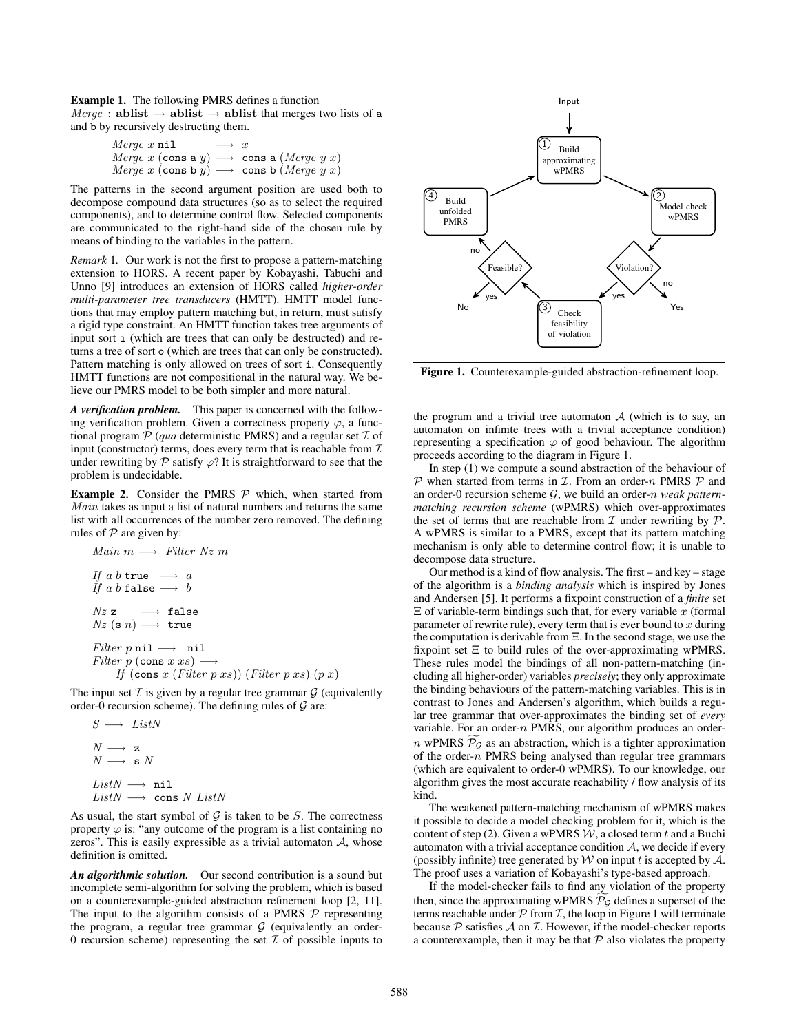**Example 1.** The following PMRS defines a function $Merge : \mathbf{ablist} \to \mathbf{ablist} \to \mathbf{ablist}$ that merges two lists of `a` and `b` by recursively destructing them.

$$
\begin{aligned}
&Merge\ x\ \mathtt{nil} &&\longrightarrow\ x\\
&Merge\ x\ (\mathtt{cons}\ \mathtt{a}\ y) &&\longrightarrow\ \mathtt{cons}\ \mathtt{a}\ (Merge\ y\ x)\\
&Merge\ x\ (\mathtt{cons}\ \mathtt{b}\ y) &&\longrightarrow\ \mathtt{cons}\ \mathtt{b}\ (Merge\ y\ x)
\end{aligned}
$$

The patterns in the second argument position are used both to decompose compound data structures (so as to select the required components), and to determine control flow. Selected components are communicated to the right-hand side of the chosen rule by means of binding to the variables in the pattern.

*Remark* 1. Our work is not the first to propose a pattern-matching extension to HORS. A recent paper by Kobayashi, Tabuchi and Unno [9] introduces an extension of HORS called *higher-order multi-parameter tree transducers* (HMTT). HMTT model functions that may employ pattern matching but, in return, must satisfy a rigid type constraint. An HMTT function takes tree arguments of input sort `i` (which are trees that can only be destructed) and returns a tree of sort `o` (which are trees that can only be constructed). Pattern matching is only allowed on trees of sort `i`. Consequently HMTT functions are not compositional in the natural way. We believe our PMRS model to be both simpler and more natural.

***A verification problem.*** This paper is concerned with the following verification problem. Given a correctness property $\varphi$, a functional program $\mathcal{P}$ (*qua* deterministic PMRS) and a regular set $\mathcal{I}$ of input (constructor) terms, does every term that is reachable from $\mathcal{I}$ under rewriting by $\mathcal{P}$ satisfy $\varphi$? It is straightforward to see that the problem is undecidable.

**Example 2.** Consider the PMRS $\mathcal{P}$ which, when started from $Main$ takes as input a list of natural numbers and returns the same list with all occurrences of the number zero removed. The defining rules of $\mathcal{P}$ are given by:

$$
\begin{aligned}
&Main\ m \longrightarrow\ Filter\ Nz\ m\\[4pt]
&If\ a\ b\ \mathtt{true}\ \longrightarrow\ a\\
&If\ a\ b\ \mathtt{false} \longrightarrow\ b\\[4pt]
&Nz\ \mathtt{z}\ \longrightarrow\ \mathtt{false}\\
&Nz\ (\mathtt{s}\ n) \longrightarrow\ \mathtt{true}\\[4pt]
&Filter\ p\ \mathtt{nil} \longrightarrow\ \mathtt{nil}\\
&Filter\ p\ (\mathtt{cons}\ x\ xs) \longrightarrow\\
&\quad If\ (\mathtt{cons}\ x\ (Filter\ p\ xs))\ (Filter\ p\ xs)\ (p\ x)
\end{aligned}
$$

The input set $\mathcal{I}$ is given by a regular tree grammar $\mathcal{G}$ (equivalently order-0 recursion scheme). The defining rules of $\mathcal{G}$ are:

$$
\begin{aligned}
&S \longrightarrow\ ListN\\[4pt]
&N \longrightarrow\ \mathtt{z}\\
&N \longrightarrow\ \mathtt{s}\ N\\[4pt]
&ListN \longrightarrow\ \mathtt{nil}\\
&ListN \longrightarrow\ \mathtt{cons}\ N\ ListN
\end{aligned}
$$

As usual, the start symbol of $\mathcal{G}$ is taken to be $S$. The correctness property $\varphi$ is: "any outcome of the program is a list containing no zeros". This is easily expressible as a trivial automaton $\mathcal{A}$, whose definition is omitted.

***An algorithmic solution.*** Our second contribution is a sound but incomplete semi-algorithm for solving the problem, which is based on a counterexample-guided abstraction refinement loop [2, 11]. The input to the algorithm consists of a PMRS $\mathcal{P}$ representing the program, a regular tree grammar $\mathcal{G}$ (equivalently an order-0 recursion scheme) representing the set $\mathcal{I}$ of possible inputs to the program and a trivial tree automaton $\mathcal{A}$ (which is to say, an automaton on infinite trees with a trivial acceptance condition) representing a specification $\varphi$ of good behaviour. The algorithm proceeds according to the diagram in Figure 1.

Figure 1. Counterexample-guided abstraction-refinement loop.

In step (1) we compute a sound abstraction of the behaviour of $\mathcal{P}$ when started from terms in $\mathcal{I}$. From an order-$n$ PMRS $\mathcal{P}$ and an order-0 recursion scheme $\mathcal{G}$, we build an order-$n$ *weak pattern-matching recursion scheme* (wPMRS) which over-approximates the set of terms that are reachable from $\mathcal{I}$ under rewriting by $\mathcal{P}$. A wPMRS is similar to a PMRS, except that its pattern matching mechanism is only able to determine control flow; it is unable to decompose data structure.

Our method is a kind of flow analysis. The first – and key – stage of the algorithm is a *binding analysis* which is inspired by Jones and Andersen [5]. It performs a fixpoint construction of a *finite* set $\Xi$ of variable-term bindings such that, for every variable $x$ (formal parameter of rewrite rule), every term that is ever bound to $x$ during the computation is derivable from $\Xi$. In the second stage, we use the fixpoint set $\Xi$ to build rules of the over-approximating wPMRS. These rules model the bindings of all non-pattern-matching (including all higher-order) variables *precisely*; they only approximate the binding behaviours of the pattern-matching variables. This is in contrast to Jones and Andersen's algorithm, which builds a regular tree grammar that over-approximates the binding set of *every* variable. For an order-$n$ PMRS, our algorithm produces an order-$n$ wPMRS $\widetilde{\mathcal{P}_{\mathcal{G}}}$ as an abstraction, which is a tighter approximation of the order-$n$ PMRS being analysed than regular tree grammars (which are equivalent to order-0 wPMRS). To our knowledge, our algorithm gives the most accurate reachability / flow analysis of its kind.

The weakened pattern-matching mechanism of wPMRS makes it possible to decide a model checking problem for it, which is the content of step (2). Given a wPMRS $\mathcal{W}$, a closed term $t$ and a Büchi automaton with a trivial acceptance condition $\mathcal{A}$, we decide if every (possibly infinite) tree generated by $\mathcal{W}$ on input $t$ is accepted by $\mathcal{A}$. The proof uses a variation of Kobayashi's type-based approach.

If the model-checker fails to find any violation of the property then, since the approximating wPMRS $\widetilde{\mathcal{P}_{\mathcal{G}}}$ defines a superset of the terms reachable under $\mathcal{P}$ from $\mathcal{I}$, the loop in Figure 1 will terminate because $\mathcal{P}$ satisfies $\mathcal{A}$ on $\mathcal{I}$. However, if the model-checker reports a counterexample, then it may be that $\mathcal{P}$ also violates the property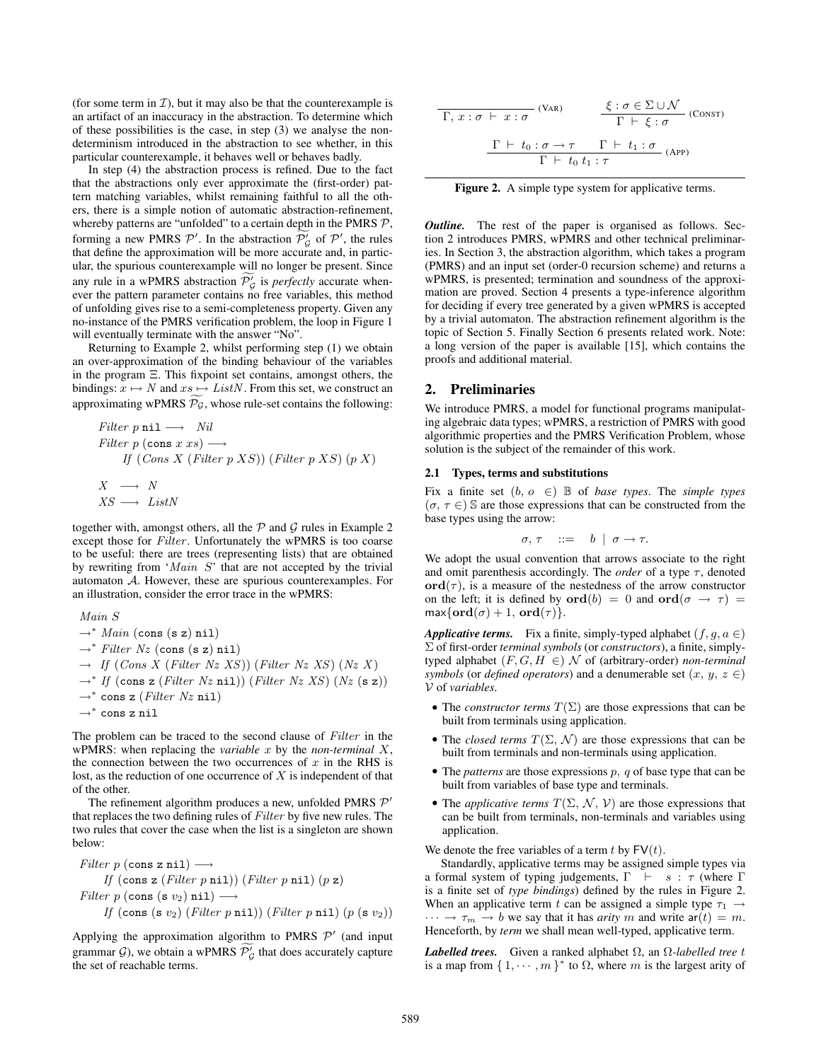(for some term in $\mathcal{I}$), but it may also be that the counterexample is an artifact of an inaccuracy in the abstraction. To determine which of these possibilities is the case, in step (3) we analyse the non-determinism introduced in the abstraction to see whether, in this particular counterexample, it behaves well or behaves badly.

In step (4) the abstraction process is refined. Due to the fact that the abstractions only ever approximate the (first-order) pattern matching variables, whilst remaining faithful to all the others, there is a simple notion of automatic abstraction-refinement, whereby patterns are "unfolded" to a certain depth in the PMRS $\mathcal{P}$, forming a new PMRS $\mathcal{P}'$. In the abstraction $\widetilde{\mathcal{P}'_{\mathcal{G}}}$ of $\mathcal{P}'$, the rules that define the approximation will be more accurate and, in particular, the spurious counterexample will no longer be present. Since any rule in a wPMRS abstraction $\widetilde{\mathcal{P}'_{\mathcal{G}}}$ is *perfectly* accurate whenever the pattern parameter contains no free variables, this method of unfolding gives rise to a semi-completeness property. Given any no-instance of the PMRS verification problem, the loop in Figure 1 will eventually terminate with the answer "No".

Returning to Example 2, whilst performing step (1) we obtain an over-approximation of the binding behaviour of the variables in the program $\Xi$. This fixpoint set contains, amongst others, the bindings: $x \mapsto N$ and $xs \mapsto ListN$. From this set, we construct an approximating wPMRS $\widetilde{\mathcal{P}_{\mathcal{G}}}$, whose rule-set contains the following:

$$
\begin{array}{l}
Filter\ p\ \mathtt{nil} \longrightarrow \ Nil \\
Filter\ p\ (\mathtt{cons}\ x\ xs) \longrightarrow \\
\quad If\ (Cons\ X\ (Filter\ p\ XS))\ (Filter\ p\ XS)\ (p\ X) \\[1em]
X \ \longrightarrow\ N \\
XS \longrightarrow\ ListN
\end{array}
$$

together with, amongst others, all the $\mathcal{P}$ and $\mathcal{G}$ rules in Example 2 except those for $Filter$. Unfortunately the wPMRS is too coarse to be useful: there are trees (representing lists) that are obtained by rewriting from '$Main\ S$' that are not accepted by the trivial automaton $\mathcal{A}$. However, these are spurious counterexamples. For an illustration, consider the error trace in the wPMRS:

$$
\begin{array}{l}
Main\ S \\
\rightarrow^{*} Main\ (\mathtt{cons}\ (\mathtt{s}\ \mathtt{z})\ \mathtt{nil}) \\
\rightarrow^{*} Filter\ Nz\ (\mathtt{cons}\ (\mathtt{s}\ \mathtt{z})\ \mathtt{nil}) \\
\rightarrow\ If\ (Cons\ X\ (Filter\ Nz\ XS))\ (Filter\ Nz\ XS)\ (Nz\ X) \\
\rightarrow^{*} If\ (\mathtt{cons}\ \mathtt{z}\ (Filter\ Nz\ \mathtt{nil}))\ (Filter\ Nz\ XS)\ (Nz\ (\mathtt{s}\ \mathtt{z})) \\
\rightarrow^{*} \mathtt{cons}\ \mathtt{z}\ (Filter\ Nz\ \mathtt{nil}) \\
\rightarrow^{*} \mathtt{cons}\ \mathtt{z}\ \mathtt{nil}
\end{array}
$$

The problem can be traced to the second clause of $Filter$ in the wPMRS: when replacing the *variable* $x$ by the *non-terminal* $X$, the connection between the two occurrences of $x$ in the RHS is lost, as the reduction of one occurrence of $X$ is independent of that of the other.

The refinement algorithm produces a new, unfolded PMRS $\mathcal{P}'$ that replaces the two defining rules of $Filter$ by five new rules. The two rules that cover the case when the list is a singleton are shown below:

$$
\begin{array}{l}
Filter\ p\ (\mathtt{cons}\ \mathtt{z}\ \mathtt{nil}) \longrightarrow \\
\quad If\ (\mathtt{cons}\ \mathtt{z}\ (Filter\ p\ \mathtt{nil}))\ (Filter\ p\ \mathtt{nil})\ (p\ \mathtt{z}) \\
Filter\ p\ (\mathtt{cons}\ (\mathtt{s}\ v_2)\ \mathtt{nil}) \longrightarrow \\
\quad If\ (\mathtt{cons}\ (\mathtt{s}\ v_2)\ (Filter\ p\ \mathtt{nil}))\ (Filter\ p\ \mathtt{nil})\ (p\ (\mathtt{s}\ v_2))
\end{array}
$$

Applying the approximation algorithm to PMRS $\mathcal{P}'$ (and input grammar $\mathcal{G}$), we obtain a wPMRS $\widetilde{\mathcal{P}'_{\mathcal{G}}}$ that does accurately capture the set of reachable terms.

$$
\frac{}{\Gamma,\, x:\sigma\ \vdash\ x:\sigma}\ (\textsc{Var}) \qquad \frac{\xi:\sigma \in \Sigma \cup \mathcal{N}}{\Gamma\ \vdash\ \xi:\sigma}\ (\textsc{Const})
$$

$$
\frac{\Gamma\ \vdash\ t_0:\sigma \rightarrow \tau \qquad \Gamma\ \vdash\ t_1:\sigma}{\Gamma\ \vdash\ t_0\ t_1:\tau}\ (\textsc{App})
$$

**Figure 2.** A simple type system for applicative terms.

***Outline.*** The rest of the paper is organised as follows. Section 2 introduces PMRS, wPMRS and other technical preliminaries. In Section 3, the abstraction algorithm, which takes a program (PMRS) and an input set (order-0 recursion scheme) and returns a wPMRS, is presented; termination and soundness of the approximation are proved. Section 4 presents a type-inference algorithm for deciding if every tree generated by a given wPMRS is accepted by a trivial automaton. The abstraction refinement algorithm is the topic of Section 5. Finally Section 6 presents related work. Note: a long version of the paper is available [15], which contains the proofs and additional material.

## 2. Preliminaries

We introduce PMRS, a model for functional programs manipulating algebraic data types; wPMRS, a restriction of PMRS with good algorithmic properties and the PMRS Verification Problem, whose solution is the subject of the remainder of this work.

### 2.1 Types, terms and substitutions

Fix a finite set $(b,\ o\ \in)\ \mathbb{B}$ of *base types*. The *simple types* $(\sigma,\ \tau\ \in)\ \mathbb{S}$ are those expressions that can be constructed from the base types using the arrow:

$$
\sigma,\tau \quad ::= \quad b \ \mid\ \sigma \rightarrow \tau.
$$

We adopt the usual convention that arrows associate to the right and omit parenthesis accordingly. The *order* of a type $\tau$, denoted $\mathbf{ord}(\tau)$, is a measure of the nestedness of the arrow constructor on the left; it is defined by $\mathbf{ord}(b) = 0$ and $\mathbf{ord}(\sigma \rightarrow \tau) = \max\{\mathbf{ord}(\sigma)+1,\ \mathbf{ord}(\tau)\}$.

***Applicative terms.*** Fix a finite, simply-typed alphabet $(f, g, a \in)$ $\Sigma$ of first-order *terminal symbols* (or *constructors*), a finite, simply-typed alphabet $(F, G, H \in)$ $\mathcal{N}$ of (arbitrary-order) *non-terminal symbols* (or *defined operators*) and a denumerable set $(x,\ y,\ z \in)$ $\mathcal{V}$ of *variables*.

- The *constructor terms* $T(\Sigma)$ are those expressions that can be built from terminals using application.
- The *closed terms* $T(\Sigma,\ \mathcal{N})$ are those expressions that can be built from terminals and non-terminals using application.
- The *patterns* are those expressions $p,\ q$ of base type that can be built from variables of base type and terminals.
- The *applicative terms* $T(\Sigma,\ \mathcal{N},\ \mathcal{V})$ are those terms that can be built from terminals, non-terminals and variables using application.

We denote the free variables of a term $t$ by $\mathsf{FV}(t)$.

Standardly, applicative terms may be assigned simple types via a formal system of typing judgements, $\Gamma\ \vdash\ s : \tau$ (where $\Gamma$ is a finite set of *type bindings*) defined by the rules in Figure 2. When an applicative term $t$ can be assigned a simple type $\tau_1 \rightarrow \cdots \rightarrow \tau_m \rightarrow b$ we say that it has *arity* $m$ and write $\mathsf{ar}(t) = m$. Henceforth, by *term* we shall mean well-typed, applicative term.

***Labelled trees.*** Given a ranked alphabet $\Omega$, an $\Omega$*-labelled tree* $t$ is a map from $\{1, \cdots, m\}^{*}$ to $\Omega$, where $m$ is the largest arity of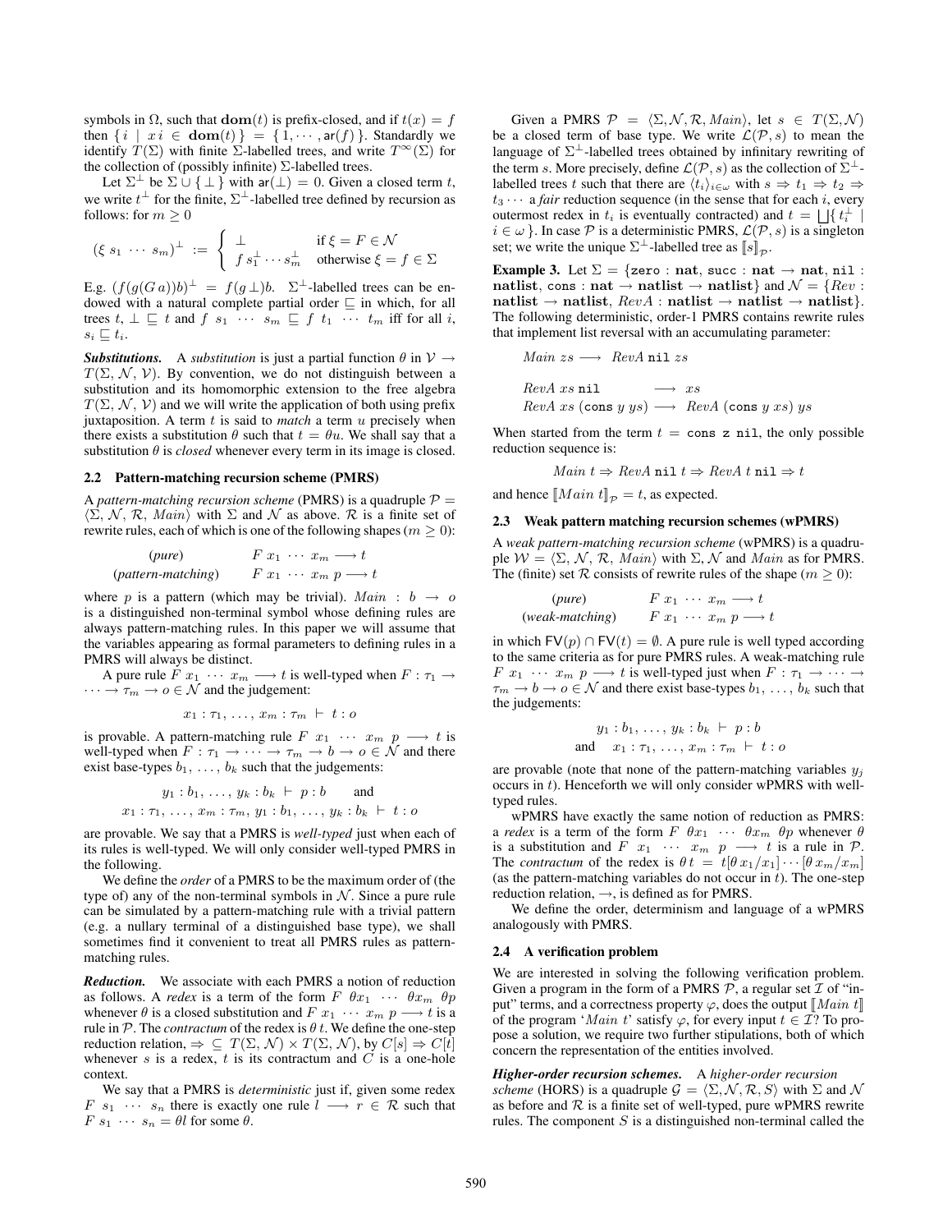symbols in $\Omega$, such that $\mathbf{dom}(t)$ is prefix-closed, and if $t(x) = f$ then $\{ i \mid x\,i \in \mathbf{dom}(t) \} = \{ 1, \cdots, \mathsf{ar}(f) \}$. Standardly we identify $T(\Sigma)$ with finite $\Sigma$-labelled trees, and write $T^{\infty}(\Sigma)$ for the collection of (possibly infinite) $\Sigma$-labelled trees.

Let $\Sigma^{\perp}$ be $\Sigma \cup \{ \perp \}$ with $\mathsf{ar}(\perp) = 0$. Given a closed term $t$, we write $t^{\perp}$ for the finite, $\Sigma^{\perp}$-labelled tree defined by recursion as follows: for $m \geq 0$

$$(\xi\ s_1\ \cdots\ s_m)^{\perp} := \begin{cases} \perp & \text{if } \xi = F \in \mathcal{N} \\ f\, s_1^{\perp} \cdots s_m^{\perp} & \text{otherwise } \xi = f \in \Sigma \end{cases}$$

E.g. $(f(g(G\,a))b)^{\perp} = f(g\perp)b$. $\Sigma^{\perp}$-labelled trees can be endowed with a natural complete partial order $\sqsubseteq$ in which, for all trees $t$, $\perp \sqsubseteq t$ and $f\ s_1\ \cdots\ s_m \sqsubseteq f\ t_1\ \cdots\ t_m$ iff for all $i$, $s_i \sqsubseteq t_i$.

***Substitutions.*** A *substitution* is just a partial function $\theta$ in $\mathcal{V} \to T(\Sigma, \mathcal{N}, \mathcal{V})$. By convention, we do not distinguish between a substitution and its homomorphic extension to the free algebra $T(\Sigma, \mathcal{N}, \mathcal{V})$ and we will write the application of both using prefix juxtaposition. A term $t$ is said to *match* a term $u$ precisely when there exists a substitution $\theta$ such that $t = \theta u$. We shall say that a substitution $\theta$ is *closed* whenever every term in its image is closed.

### 2.2 Pattern-matching recursion scheme (PMRS)

A *pattern-matching recursion scheme* (PMRS) is a quadruple $\mathcal{P} = \langle \Sigma, \mathcal{N}, \mathcal{R}, Main \rangle$ with $\Sigma$ and $\mathcal{N}$ as above. $\mathcal{R}$ is a finite set of rewrite rules, each of which is one of the following shapes ($m \geq 0$):

$$\begin{array}{ll} (\textit{pure}) & F\ x_1\ \cdots\ x_m \longrightarrow t \\ (\textit{pattern-matching}) & F\ x_1\ \cdots\ x_m\ p \longrightarrow t \end{array}$$

where $p$ is a pattern (which may be trivial). $Main : b \to o$ is a distinguished non-terminal symbol whose defining rules are always pattern-matching rules. In this paper we will assume that the variables appearing as formal parameters to defining rules in a PMRS will always be distinct.

A pure rule $F\ x_1\ \cdots\ x_m \longrightarrow t$ is well-typed when $F : \tau_1 \to \cdots \to \tau_m \to o \in \mathcal{N}$ and the judgement:

$$x_1 : \tau_1, \ldots, x_m : \tau_m \ \vdash\ t : o$$

is provable. A pattern-matching rule $F\ x_1\ \cdots\ x_m\ p \longrightarrow t$ is well-typed when $F : \tau_1 \to \cdots \to \tau_m \to b \to o \in \mathcal{N}$ and there exist base-types $b_1, \ldots, b_k$ such that the judgements:

$$y_1 : b_1, \ldots, y_k : b_k \ \vdash\ p : b \qquad \text{and}$$
$$x_1 : \tau_1, \ldots, x_m : \tau_m,\ y_1 : b_1, \ldots, y_k : b_k \ \vdash\ t : o$$

are provable. We say that a PMRS is *well-typed* just when each of its rules is well-typed. We will only consider well-typed PMRS in the following.

We define the *order* of a PMRS to be the maximum order of (the type of) any of the non-terminal symbols in $\mathcal{N}$. Since a pure rule can be simulated by a pattern-matching rule with a trivial pattern (e.g. a nullary terminal of a distinguished base type), we shall sometimes find it convenient to treat all PMRS rules as pattern-matching rules.

***Reduction.*** We associate with each PMRS a notion of reduction as follows. A *redex* is a term of the form $F\ \theta x_1\ \cdots\ \theta x_m\ \theta p$ whenever $\theta$ is a closed substitution and $F\ x_1\ \cdots\ x_m\ p \longrightarrow t$ is a rule in $\mathcal{P}$. The *contractum* of the redex is $\theta\,t$. We define the one-step reduction relation, $\Rightarrow\ \subseteq T(\Sigma, \mathcal{N}) \times T(\Sigma, \mathcal{N})$, by $C[s] \Rightarrow C[t]$ whenever $s$ is a redex, $t$ is its contractum and $C$ is a one-hole context.

We say that a PMRS is *deterministic* just if, given some redex $F\ s_1\ \cdots\ s_n$ there is exactly one rule $l \longrightarrow r \in \mathcal{R}$ such that $F\ s_1\ \cdots\ s_n = \theta l$ for some $\theta$.

Given a PMRS $\mathcal{P} = \langle \Sigma, \mathcal{N}, \mathcal{R}, Main \rangle$, let $s \in T(\Sigma, \mathcal{N})$ be a closed term of base type. We write $\mathcal{L}(\mathcal{P}, s)$ to mean the language of $\Sigma^{\perp}$-labelled trees obtained by infinitary rewriting of the term $s$. More precisely, define $\mathcal{L}(\mathcal{P}, s)$ as the collection of $\Sigma^{\perp}$-labelled trees $t$ such that there are $\langle t_i \rangle_{i \in \omega}$ with $s \Rightarrow t_1 \Rightarrow t_2 \Rightarrow t_3 \cdots$ a *fair* reduction sequence (in the sense that for each $i$, every outermost redex in $t_i$ is eventually contracted) and $t = \bigsqcup \{ t_i^{\perp} \mid i \in \omega \}$. In case $\mathcal{P}$ is a deterministic PMRS, $\mathcal{L}(\mathcal{P}, s)$ is a singleton set; we write the unique $\Sigma^{\perp}$-labelled tree as $[\![s]\!]_{\mathcal{P}}$.

**Example 3.** Let $\Sigma = \{\texttt{zero} : \mathbf{nat},\ \texttt{succ} : \mathbf{nat} \to \mathbf{nat},\ \texttt{nil} : \mathbf{natlist},\ \texttt{cons} : \mathbf{nat} \to \mathbf{natlist} \to \mathbf{natlist}\}$ and $\mathcal{N} = \{Rev : \mathbf{natlist} \to \mathbf{natlist},\ RevA : \mathbf{natlist} \to \mathbf{natlist} \to \mathbf{natlist}\}$. The following deterministic, order-1 PMRS contains rewrite rules that implement list reversal with an accumulating parameter:

$$Main\ zs \longrightarrow RevA\ \texttt{nil}\ zs$$

$$\begin{array}{ll} RevA\ xs\ \texttt{nil} & \longrightarrow\ xs \\ RevA\ xs\ (\texttt{cons}\ y\ ys) & \longrightarrow\ RevA\ (\texttt{cons}\ y\ xs)\ ys \end{array}$$

When started from the term $t = \texttt{cons z nil}$, the only possible reduction sequence is:

$$Main\ t \Rightarrow RevA\ \texttt{nil}\ t \Rightarrow RevA\ t\ \texttt{nil} \Rightarrow t$$

and hence $[\![Main\ t]\!]_{\mathcal{P}} = t$, as expected.

### 2.3 Weak pattern matching recursion schemes (wPMRS)

A *weak pattern-matching recursion scheme* (wPMRS) is a quadruple $\mathcal{W} = \langle \Sigma, \mathcal{N}, \mathcal{R}, Main \rangle$ with $\Sigma, \mathcal{N}$ and $Main$ as for PMRS. The (finite) set $\mathcal{R}$ consists of rewrite rules of the shape ($m \geq 0$):

$$\begin{array}{ll} (\textit{pure}) & F\ x_1\ \cdots\ x_m \longrightarrow t \\ (\textit{weak-matching}) & F\ x_1\ \cdots\ x_m\ p \longrightarrow t \end{array}$$

in which $\mathsf{FV}(p) \cap \mathsf{FV}(t) = \emptyset$. A pure rule is well typed according to the same criteria as for pure PMRS rules. A weak-matching rule $F\ x_1\ \cdots\ x_m\ p \longrightarrow t$ is well-typed just when $F : \tau_1 \to \cdots \to \tau_m \to b \to o \in \mathcal{N}$ and there exist base-types $b_1, \ldots, b_k$ such that the judgements:

$$y_1 : b_1, \ldots, y_k : b_k \ \vdash\ p : b$$
$$\text{and} \quad x_1 : \tau_1, \ldots, x_m : \tau_m \ \vdash\ t : o$$

are provable (note that none of the pattern-matching variables $y_j$ occurs in $t$). Henceforth we will only consider wPMRS with well-typed rules.

wPMRS have exactly the same notion of reduction as PMRS: a *redex* is a term of the form $F\ \theta x_1\ \cdots\ \theta x_m\ \theta p$ whenever $\theta$ is a substitution and $F\ x_1\ \cdots\ x_m\ p \longrightarrow t$ is a rule in $\mathcal{P}$. The *contractum* of the redex is $\theta\,t = t[\theta\,x_1/x_1] \cdots [\theta\,x_m/x_m]$ (as the pattern-matching variables do not occur in $t$). The one-step reduction relation, $\rightarrow$, is defined as for PMRS.

We define the order, determinism and language of a wPMRS analogously with PMRS.

### 2.4 A verification problem

We are interested in solving the following verification problem. Given a program in the form of a PMRS $\mathcal{P}$, a regular set $\mathcal{I}$ of "input" terms, and a correctness property $\varphi$, does the output $[\![Main\ t]\!]$ of the program '$Main\ t$' satisfy $\varphi$, for every input $t \in \mathcal{I}$? To propose a solution, we require two further stipulations, both of which concern the representation of the entities involved.

***Higher-order recursion schemes.*** A *higher-order recursion scheme* (HORS) is a quadruple $\mathcal{G} = \langle \Sigma, \mathcal{N}, \mathcal{R}, S \rangle$ with $\Sigma$ and $\mathcal{N}$ as before and $\mathcal{R}$ is a finite set of well-typed, pure wPMRS rewrite rules. The component $S$ is a distinguished non-terminal called the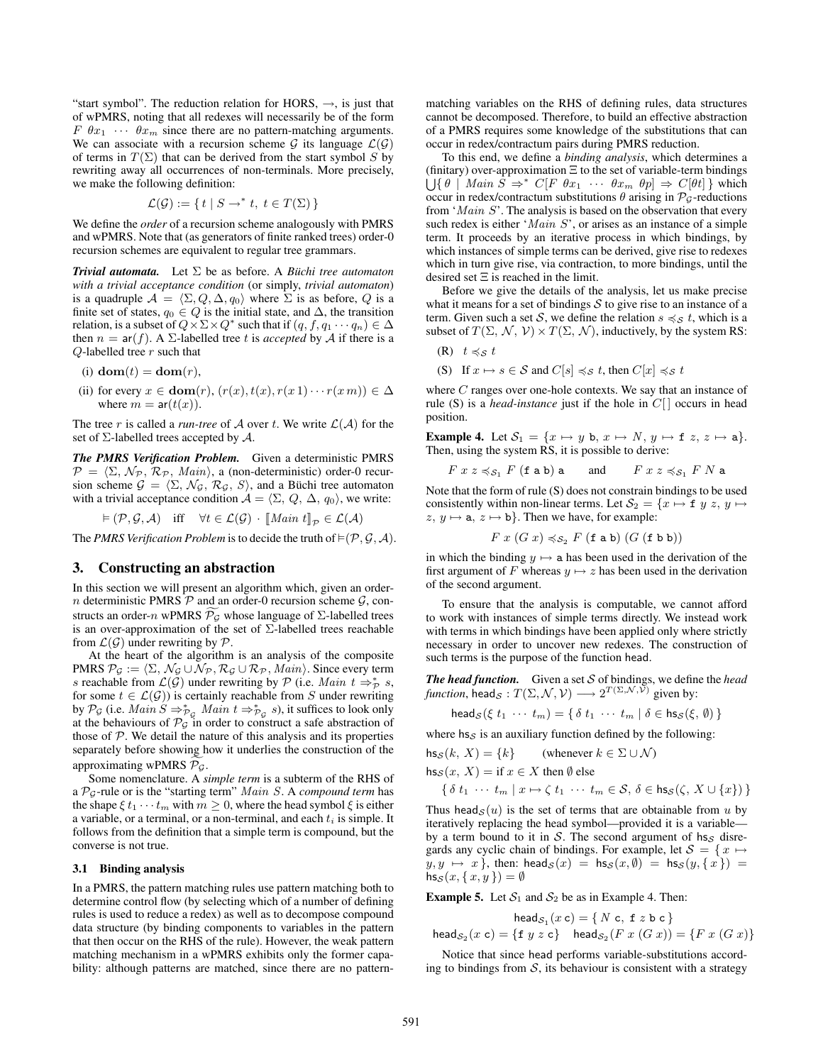"start symbol". The reduction relation for HORS, $\rightarrow$, is just that of wPMRS, noting that all redexes will necessarily be of the form $F\ \theta x_1\ \cdots\ \theta x_m$ since there are no pattern-matching arguments. We can associate with a recursion scheme $\mathcal{G}$ its language $\mathcal{L}(\mathcal{G})$ of terms in $T(\Sigma)$ that can be derived from the start symbol $S$ by rewriting away all occurrences of non-terminals. More precisely, we make the following definition:

$$\mathcal{L}(\mathcal{G}) := \{\, t \mid S \rightarrow^* t,\ t \in T(\Sigma)\,\}$$

We define the *order* of a recursion scheme analogously with PMRS and wPMRS. Note that (as generators of finite ranked trees) order-0 recursion schemes are equivalent to regular tree grammars.

***Trivial automata.*** Let $\Sigma$ be as before. A *Büchi tree automaton with a trivial acceptance condition* (or simply, *trivial automaton*) is a quadruple $\mathcal{A} = \langle \Sigma, Q, \Delta, q_0\rangle$ where $\Sigma$ is as before, $Q$ is a finite set of states, $q_0 \in Q$ is the initial state, and $\Delta$, the transition relation, is a subset of $Q \times \Sigma \times Q^*$ such that if $(q, f, q_1 \cdots q_n) \in \Delta$ then $n = \mathsf{ar}(f)$. A $\Sigma$-labelled tree $t$ is *accepted* by $\mathcal{A}$ if there is a $Q$-labelled tree $r$ such that

(i) $\mathbf{dom}(t) = \mathbf{dom}(r)$,

(ii) for every $x \in \mathbf{dom}(r)$, $(r(x), t(x), r(x\,1)\cdots r(x\,m)) \in \Delta$ where $m = \mathsf{ar}(t(x))$.

The tree $r$ is called a *run-tree* of $\mathcal{A}$ over $t$. We write $\mathcal{L}(\mathcal{A})$ for the set of $\Sigma$-labelled trees accepted by $\mathcal{A}$.

***The PMRS Verification Problem.*** Given a deterministic PMRS $\mathcal{P} = \langle \Sigma, \mathcal{N}_\mathcal{P}, \mathcal{R}_\mathcal{P}, Main\rangle$, a (non-deterministic) order-0 recursion scheme $\mathcal{G} = \langle \Sigma, \mathcal{N}_\mathcal{G}, \mathcal{R}_\mathcal{G}, S\rangle$, and a Büchi tree automaton with a trivial acceptance condition $\mathcal{A} = \langle \Sigma, Q, \Delta, q_0\rangle$, we write:

$$\vDash (\mathcal{P}, \mathcal{G}, \mathcal{A}) \quad \text{iff} \quad \forall t \in \mathcal{L}(\mathcal{G}) \cdot [\![Main\ t]\!]_\mathcal{P} \in \mathcal{L}(\mathcal{A})$$

The *PMRS Verification Problem* is to decide the truth of $\vDash(\mathcal{P}, \mathcal{G}, \mathcal{A})$.

## 3. Constructing an abstraction

In this section we will present an algorithm which, given an order-$n$ deterministic PMRS $\mathcal{P}$ and an order-0 recursion scheme $\mathcal{G}$, constructs an order-$n$ wPMRS $\widetilde{\mathcal{P}_\mathcal{G}}$ whose language of $\Sigma$-labelled trees is an over-approximation of the set of $\Sigma$-labelled trees reachable from $\mathcal{L}(\mathcal{G})$ under rewriting by $\mathcal{P}$.

At the heart of the algorithm is an analysis of the composite PMRS $\mathcal{P}_\mathcal{G} := \langle \Sigma, \mathcal{N}_\mathcal{G} \cup \mathcal{N}_\mathcal{P}, \mathcal{R}_\mathcal{G} \cup \mathcal{R}_\mathcal{P}, Main\rangle$. Since every term $s$ reachable from $\mathcal{L}(\mathcal{G})$ under rewriting by $\mathcal{P}$ (i.e. $Main\ t \Rightarrow^*_\mathcal{P} s$, for some $t \in \mathcal{L}(\mathcal{G})$) is certainly reachable from $S$ under rewriting by $\mathcal{P}_\mathcal{G}$ (i.e. $Main\ S \Rightarrow^*_{\mathcal{P}_\mathcal{G}} Main\ t \Rightarrow^*_{\mathcal{P}_\mathcal{G}} s$), it suffices to look only at the behaviours of $\mathcal{P}_\mathcal{G}$ in order to construct a safe abstraction of those of $\mathcal{P}$. We detail the nature of this analysis and its properties separately before showing how it underlies the construction of the approximating wPMRS $\widetilde{\mathcal{P}_\mathcal{G}}$.

Some nomenclature. A *simple term* is a subterm of the RHS of a $\mathcal{P}_\mathcal{G}$-rule or is the "starting term" $Main\ S$. A *compound term* has the shape $\xi\, t_1 \cdots t_m$ with $m \geq 0$, where the head symbol $\xi$ is either a variable, or a terminal, or a non-terminal, and each $t_i$ is simple. It follows from the definition that a simple term is compound, but the converse is not true.

### 3.1 Binding analysis

In a PMRS, the pattern matching rules use pattern matching both to determine control flow (by selecting which of a number of defining rules is used to reduce a redex) as well as to decompose compound data structure (by binding components to variables in the pattern that then occur on the RHS of the rule). However, the weak pattern matching mechanism in a wPMRS exhibits only the former capability: although patterns are matched, since there are no pattern-matching variables on the RHS of defining rules, data structures cannot be decomposed. Therefore, to build an effective abstraction of a PMRS requires some knowledge of the substitutions that can occur in redex/contractum pairs during PMRS reduction.

To this end, we define a *binding analysis*, which determines a (finitary) over-approximation $\Xi$ to the set of variable-term bindings $\bigcup\{\,\theta \mid Main\ S \Rightarrow^* C[F\ \theta x_1\ \cdots\ \theta x_m\ \theta p] \Rightarrow C[\theta t]\,\}$ which occur in redex/contractum substitutions $\theta$ arising in $\mathcal{P}_\mathcal{G}$-reductions from '$Main\ S$'. The analysis is based on the observation that every such redex is either '$Main\ S$', or arises as an instance of a simple term. It proceeds by an iterative process in which bindings, by which instances of simple terms can be derived, give rise to redexes which in turn give rise, via contraction, to more bindings, until the desired set $\Xi$ is reached in the limit.

Before we give the details of the analysis, let us make precise what it means for a set of bindings $\mathcal{S}$ to give rise to an instance of a term. Given such a set $\mathcal{S}$, we define the relation $s \preccurlyeq_\mathcal{S} t$, which is a subset of $T(\Sigma, \mathcal{N}, \mathcal{V}) \times T(\Sigma, \mathcal{N})$, inductively, by the system RS:

(R) $t \preccurlyeq_\mathcal{S} t$

(S) If $x \mapsto s \in \mathcal{S}$ and $C[s] \preccurlyeq_\mathcal{S} t$, then $C[x] \preccurlyeq_\mathcal{S} t$

where $C$ ranges over one-hole contexts. We say that an instance of rule (S) is a *head-instance* just if the hole in $C[\,]$ occurs in head position.

**Example 4.** Let $\mathcal{S}_1 = \{x \mapsto y\ \mathtt{b},\ x \mapsto N,\ y \mapsto \mathtt{f}\ z,\ z \mapsto \mathtt{a}\}$. Then, using the system RS, it is possible to derive:

$$F\ x\ z \preccurlyeq_{\mathcal{S}_1} F\ (\mathtt{f\ a\ b})\ \mathtt{a} \qquad \text{and} \qquad F\ x\ z \preccurlyeq_{\mathcal{S}_1} F\ N\ \mathtt{a}$$

Note that the form of rule (S) does not constrain bindings to be used consistently within non-linear terms. Let $\mathcal{S}_2 = \{x \mapsto \mathtt{f}\ y\ z,\ y \mapsto z,\ y \mapsto \mathtt{a},\ z \mapsto \mathtt{b}\}$. Then we have, for example:

$$F\ x\ (G\ x) \preccurlyeq_{\mathcal{S}_2} F\ (\mathtt{f\ a\ b})\ (G\ (\mathtt{f\ b\ b}))$$

in which the binding $y \mapsto \mathtt{a}$ has been used in the derivation of the first argument of $F$ whereas $y \mapsto z$ has been used in the derivation of the second argument.

To ensure that the analysis is computable, we cannot afford to work with instances of simple terms directly. We instead work with terms in which bindings have been applied only where strictly necessary in order to uncover new redexes. The construction of such terms is the purpose of the function $\mathsf{head}$.

***The head function.*** Given a set $\mathcal{S}$ of bindings, we define the *head function*, $\mathsf{head}_\mathcal{S} : T(\Sigma, \mathcal{N}, \mathcal{V}) \longrightarrow 2^{T(\Sigma, \mathcal{N}, \mathcal{V})}$ given by:

$$\mathsf{head}_\mathcal{S}(\xi\ t_1\ \cdots\ t_m) = \{\,\delta\ t_1\ \cdots\ t_m \mid \delta \in \mathsf{hs}_\mathcal{S}(\xi, \emptyset)\,\}$$

where $\mathsf{hs}_\mathcal{S}$ is an auxiliary function defined by the following:

$$\mathsf{hs}_\mathcal{S}(k,\ X) = \{k\} \qquad \text{(whenever } k \in \Sigma \cup \mathcal{N}\text{)}$$

$$\mathsf{hs}_\mathcal{S}(x,\ X) = \text{if } x \in X \text{ then } \emptyset \text{ else}$$

$$\{\,\delta\ t_1\ \cdots\ t_m \mid x \mapsto \zeta\ t_1\ \cdots\ t_m \in \mathcal{S},\ \delta \in \mathsf{hs}_\mathcal{S}(\zeta,\ X \cup \{x\})\,\}$$

Thus $\mathsf{head}_\mathcal{S}(u)$ is the set of terms that are obtainable from $u$ by iteratively replacing the head symbol—provided it is a variable—by a term bound to it in $\mathcal{S}$. The second argument of $\mathsf{hs}_\mathcal{S}$ disregards any cyclic chain of bindings. For example, let $\mathcal{S} = \{\,x \mapsto y, y \mapsto x\,\}$, then: $\mathsf{head}_\mathcal{S}(x) = \mathsf{hs}_\mathcal{S}(x, \emptyset) = \mathsf{hs}_\mathcal{S}(y, \{\,x\,\}) = \mathsf{hs}_\mathcal{S}(x, \{\,x, y\,\}) = \emptyset$

**Example 5.** Let $\mathcal{S}_1$ and $\mathcal{S}_2$ be as in Example 4. Then:

$$\mathsf{head}_{\mathcal{S}_1}(x\ \mathtt{c}) = \{\,N\ \mathtt{c},\ \mathtt{f}\ z\ \mathtt{b}\ \mathtt{c}\,\}$$

$$\mathsf{head}_{\mathcal{S}_2}(x\ \mathtt{c}) = \{\mathtt{f}\ y\ z\ \mathtt{c}\} \quad \mathsf{head}_{\mathcal{S}_2}(F\ x\ (G\ x)) = \{F\ x\ (G\ x)\}$$

Notice that since head performs variable-substitutions according to bindings from $\mathcal{S}$, its behaviour is consistent with a strategy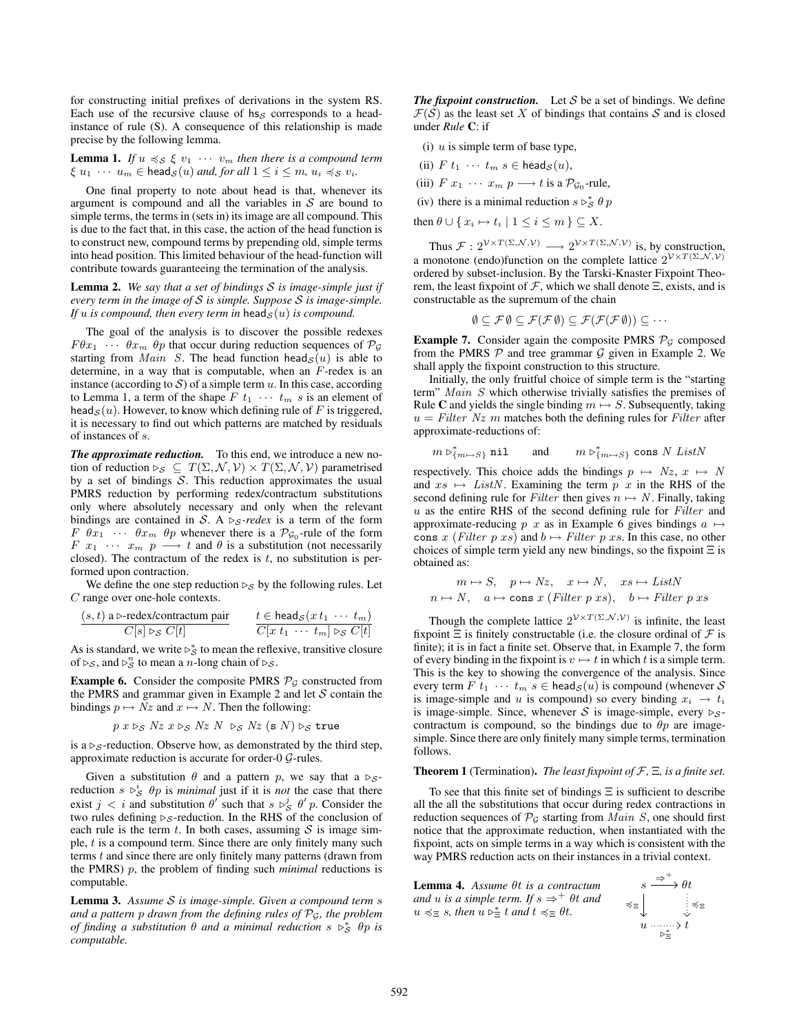for constructing initial prefixes of derivations in the system RS. Each use of the recursive clause of $\mathsf{hs}_\mathcal{S}$ corresponds to a head-instance of rule (S). A consequence of this relationship is made precise by the following lemma.

**Lemma 1.** *If $u \preccurlyeq_\mathcal{S} \xi\ v_1\ \cdots\ v_m$ then there is a compound term $\xi\ u_1\ \cdots\ u_m \in \mathsf{head}_\mathcal{S}(u)$ and, for all $1 \leq i \leq m$, $u_i \preccurlyeq_\mathcal{S} v_i$.*

One final property to note about head is that, whenever its argument is compound and all the variables in $\mathcal{S}$ are bound to simple terms, the terms in (sets in) its image are all compound. This is due to the fact that, in this case, the action of the head function is to construct new, compound terms by prepending old, simple terms into head position. This limited behaviour of the head-function will contribute towards guaranteeing the termination of the analysis.

**Lemma 2.** *We say that a set of bindings $\mathcal{S}$ is image-simple just if every term in the image of $\mathcal{S}$ is simple. Suppose $\mathcal{S}$ is image-simple. If $u$ is compound, then every term in $\mathsf{head}_\mathcal{S}(u)$ is compound.*

The goal of the analysis is to discover the possible redexes $F\theta x_1\ \cdots\ \theta x_m\ \theta p$ that occur during reduction sequences of $\mathcal{P}_\mathcal{G}$ starting from $Main\ S$. The head function $\mathsf{head}_\mathcal{S}(u)$ is able to determine, in a way that is computable, when an $F$-redex is an instance (according to $\mathcal{S}$) of a simple term $u$. In this case, according to Lemma 1, a term of the shape $F\ t_1\ \cdots\ t_m\ s$ is an element of $\mathsf{head}_\mathcal{S}(u)$. However, to know which defining rule of $F$ is triggered, it is necessary to find out which patterns are matched by residuals of instances of $s$.

***The approximate reduction.*** To this end, we introduce a new notion of reduction $\rhd_\mathcal{S}\ \subseteq\ T(\Sigma, \mathcal{N}, \mathcal{V}) \times T(\Sigma, \mathcal{N}, \mathcal{V})$ parametrised by a set of bindings $\mathcal{S}$. This reduction approximates the usual PMRS reduction by performing redex/contractum substitutions only where absolutely necessary and only when the relevant bindings are contained in $\mathcal{S}$. A $\rhd_\mathcal{S}$*-redex* is a term of the form $F\ \theta x_1\ \cdots\ \theta x_m\ \theta p$ whenever there is a $\mathcal{P}_{\mathcal{G}_0}$-rule of the form $F\ x_1\ \cdots\ x_m\ p \longrightarrow t$ and $\theta$ is a substitution (not necessarily closed). The contractum of the redex is $t$, no substitution is performed upon contraction.

We define the one step reduction $\rhd_\mathcal{S}$ by the following rules. Let $C$ range over one-hole contexts.

$$\frac{(s, t) \text{ a } \rhd\text{-redex/contractum pair}}{C[s] \rhd_\mathcal{S} C[t]} \qquad \frac{t \in \mathsf{head}_\mathcal{S}(x\, t_1\ \cdots\ t_m)}{C[x\ t_1\ \cdots\ t_m] \rhd_\mathcal{S} C[t]}$$

As is standard, we write $\rhd^*_\mathcal{S}$ to mean the reflexive, transitive closure of $\rhd_\mathcal{S}$, and $\rhd^n_\mathcal{S}$ to mean a $n$-long chain of $\rhd_\mathcal{S}$.

**Example 6.** Consider the composite PMRS $\mathcal{P}_\mathcal{G}$ constructed from the PMRS and grammar given in Example 2 and let $\mathcal{S}$ contain the bindings $p \mapsto Nz$ and $x \mapsto N$. Then the following:

$$p\ x \rhd_\mathcal{S} Nz\ x \rhd_\mathcal{S} Nz\ N\ \rhd_\mathcal{S} Nz\ (\mathtt{s}\ N) \rhd_\mathcal{S} \mathtt{true}$$

is a $\rhd_\mathcal{S}$-reduction. Observe how, as demonstrated by the third step, approximate reduction is accurate for order-0 $\mathcal{G}$-rules.

Given a substitution $\theta$ and a pattern $p$, we say that a $\rhd_\mathcal{S}$-reduction $s \rhd^i_\mathcal{S} \theta p$ is *minimal* just if it is *not* the case that there exist $j < i$ and substitution $\theta'$ such that $s \rhd^j_\mathcal{S} \theta' p$. Consider the two rules defining $\rhd_\mathcal{S}$-reduction. In the RHS of the conclusion of each rule is the term $t$. In both cases, assuming $\mathcal{S}$ is image simple, $t$ is a compound term. Since there are only finitely many such terms $t$ and since there are only finitely many patterns (drawn from the PMRS) $p$, the problem of finding such *minimal* reductions is computable.

**Lemma 3.** *Assume $\mathcal{S}$ is image-simple. Given a compound term $s$ and a pattern $p$ drawn from the defining rules of $\mathcal{P}_\mathcal{G}$, the problem of finding a substitution $\theta$ and a minimal reduction $s \rhd^*_\mathcal{S} \theta p$ is computable.*

***The fixpoint construction.*** Let $\mathcal{S}$ be a set of bindings. We define $\mathcal{F}(\mathcal{S})$ as the least set $X$ of bindings that contains $\mathcal{S}$ and is closed under *Rule* **C**: if

(i) $u$ is simple term of base type,

(ii) $F\ t_1\ \cdots\ t_m\ s \in \mathsf{head}_\mathcal{S}(u)$,

(iii) $F\ x_1\ \cdots\ x_m\ p \longrightarrow t$ is a $\mathcal{P}_{\mathcal{G}_0}$-rule,

(iv) there is a minimal reduction $s \rhd^*_\mathcal{S} \theta\, p$

then $\theta \cup \{\, x_i \mapsto t_i \mid 1 \leq i \leq m\,\} \subseteq X$.

Thus $\mathcal{F} : 2^{\mathcal{V}\times T(\Sigma,\mathcal{N},\mathcal{V})} \longrightarrow 2^{\mathcal{V}\times T(\Sigma,\mathcal{N},\mathcal{V})}$ is, by construction, a monotone (endo)function on the complete lattice $2^{\mathcal{V}\times T(\Sigma,\mathcal{N},\mathcal{V})}$ ordered by subset-inclusion. By the Tarski-Knaster Fixpoint Theorem, the least fixpoint of $\mathcal{F}$, which we shall denote $\Xi$, exists, and is constructable as the supremum of the chain

$$\emptyset \subseteq \mathcal{F}\,\emptyset \subseteq \mathcal{F}(\mathcal{F}\,\emptyset) \subseteq \mathcal{F}(\mathcal{F}(\mathcal{F}\,\emptyset)) \subseteq \cdots$$

**Example 7.** Consider again the composite PMRS $\mathcal{P}_\mathcal{G}$ composed from the PMRS $\mathcal{P}$ and tree grammar $\mathcal{G}$ given in Example 2. We shall apply the fixpoint construction to this structure.

Initially, the only fruitful choice of simple term is the "starting term" $Main\ S$ which otherwise trivially satisfies the premises of Rule **C** and yields the single binding $m \mapsto S$. Subsequently, taking $u = Filter\ Nz\ m$ matches both the defining rules for $Filter$ after approximate-reductions of:

$$m \rhd^*_{\{m\mapsto S\}} \mathtt{nil} \qquad \text{and} \qquad m \rhd^*_{\{m\mapsto S\}} \mathtt{cons}\ N\ ListN$$

respectively. This choice adds the bindings $p \mapsto Nz$, $x \mapsto N$ and $xs \mapsto ListN$. Examining the term $p\ x$ in the RHS of the second defining rule for $Filter$ then gives $n \mapsto N$. Finally, taking $u$ as the entire RHS of the second defining rule for $Filter$ and approximate-reducing $p\ x$ as in Example 6 gives bindings $a \mapsto \mathtt{cons}\ x\ (Filter\ p\ xs)$ and $b \mapsto Filter\ p\ xs$. In this case, no other choices of simple term yield any new bindings, so the fixpoint $\Xi$ is obtained as:

$$\begin{gathered} m \mapsto S, \quad p \mapsto Nz, \quad x \mapsto N, \quad xs \mapsto ListN \\ n \mapsto N, \quad a \mapsto \mathtt{cons}\ x\ (Filter\ p\ xs), \quad b \mapsto Filter\ p\ xs \end{gathered}$$

Though the complete lattice $2^{\mathcal{V}\times T(\Sigma,\mathcal{N},\mathcal{V})}$ is infinite, the least fixpoint $\Xi$ is finitely constructable (i.e. the closure ordinal of $\mathcal{F}$ is finite); it is in fact a finite set. Observe that, in Example 7, the form of every binding in the fixpoint is $v \mapsto t$ in which $t$ is a simple term. This is the key to showing the convergence of the analysis. Since every term $F\ t_1\ \cdots\ t_m\ s \in \mathsf{head}_\mathcal{S}(u)$ is compound (whenever $\mathcal{S}$ is image-simple and $u$ is compound) so every binding $x_i \to t_i$ is image-simple. Since, whenever $\mathcal{S}$ is image-simple, every $\rhd_\mathcal{S}$-contractum is compound, so the bindings due to $\theta p$ are image-simple. Since there are only finitely many simple terms, termination follows.

**Theorem 1** (Termination). *The least fixpoint of $\mathcal{F}$, $\Xi$, is a finite set.*

To see that this finite set of bindings $\Xi$ is sufficient to describe all the all the substitutions that occur during redex contractions in reduction sequences of $\mathcal{P}_\mathcal{G}$ starting from $Main\ S$, one should first notice that the approximate reduction, when instantiated with the fixpoint, acts on simple terms in a way which is consistent with the way PMRS reduction acts on their instances in a trivial context.

**Lemma 4.** *Assume $\theta t$ is a contractum and $u$ is a simple term. If $s \Rightarrow^+ \theta t$ and $u \preccurlyeq_\Xi s$, then $u \rhd^*_\Xi t$ and $t \preccurlyeq_\Xi \theta t$.*

$$\begin{array}{ccc} s & \xrightarrow{\ \Rightarrow^+\ } & \theta t \\ {\scriptstyle \preccurlyeq_\Xi}\big\downarrow & & \big\downarrow{\scriptstyle \preccurlyeq_\Xi} \\ u & \xrightarrow[\ \rhd^*_\Xi\ ]{} & t \end{array}$$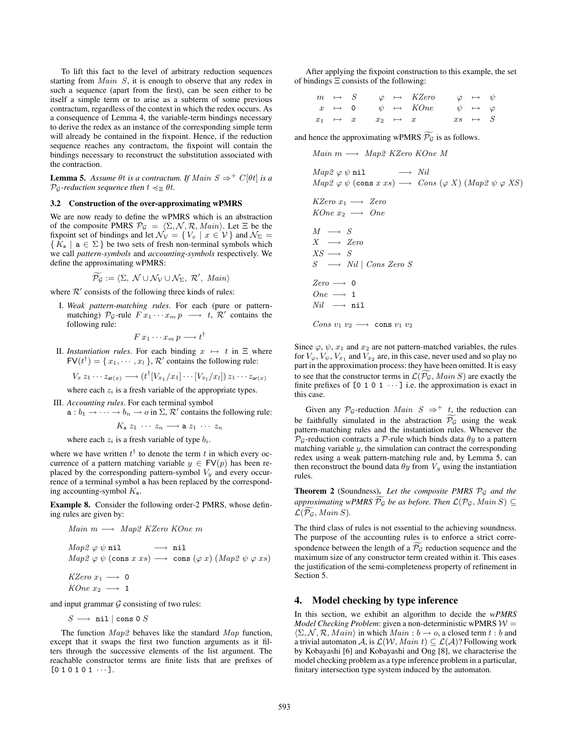To lift this fact to the level of arbitrary reduction sequences starting from $Main\ S$, it is enough to observe that any redex in such a sequence (apart from the first), can be seen either to be itself a simple term or to arise as a subterm of some previous contractum, regardless of the context in which the redex occurs. As a consequence of Lemma 4, the variable-term bindings necessary to derive the redex as an instance of the corresponding simple term will already be contained in the fixpoint. Hence, if the reduction sequence reaches any contractum, the fixpoint will contain the bindings necessary to reconstruct the substitution associated with the contraction.

**Lemma 5.** *Assume $\theta t$ is a contractum. If $Main\ S \Rightarrow^+ C[\theta t]$ is a $\mathcal{P}_\mathcal{G}$-reduction sequence then $t \preccurlyeq_\Xi \theta t$.*

### 3.2 Construction of the over-approximating wPMRS

We are now ready to define the wPMRS which is an abstraction of the composite PMRS $\mathcal{P}_\mathcal{G} = \langle \Sigma, \mathcal{N}, \mathcal{R}, Main \rangle$. Let $\Xi$ be the fixpoint set of bindings and let $\mathcal{N}_\mathcal{V} = \{ V_x \mid x \in \mathcal{V} \}$ and $\mathcal{N}_\Sigma = \{ K_\mathtt{a} \mid \mathtt{a} \in \Sigma \}$ be two sets of fresh non-terminal symbols which we call *pattern-symbols* and *accounting-symbols* respectively. We define the approximating wPMRS:

$$\widetilde{\mathcal{P}_\mathcal{G}} := \langle \Sigma,\ \mathcal{N} \cup \mathcal{N}_\mathcal{V} \cup \mathcal{N}_\Sigma,\ \mathcal{R}',\ Main \rangle$$

where $\mathcal{R}'$ consists of the following three kinds of rules:

I. *Weak pattern-matching rules*. For each (pure or pattern-matching) $\mathcal{P}_\mathcal{G}$-rule $F\, x_1 \cdots x_m\, p \longrightarrow t$, $\mathcal{R}'$ contains the following rule:

$$F\, x_1 \cdots x_m\, p \longrightarrow t^\dagger$$

II. *Instantiation rules*. For each binding $x \mapsto t$ in $\Xi$ where $\mathsf{FV}(t^\dagger) = \{ x_1, \cdots, x_l \}$, $\mathcal{R}'$ contains the following rule:

$$V_x\, z_1 \cdots z_{\mathsf{ar}(x)} \longrightarrow (t^\dagger[V_{x_1}/x_1] \cdots [V_{x_l}/x_l])\, z_1 \cdots z_{\mathsf{ar}(x)}$$

where each $z_i$ is a fresh variable of the appropriate types.

III. *Accounting rules*. For each terminal symbol $\mathtt{a} : b_1 \to \cdots \to b_n \to o$ in $\Sigma$, $\mathcal{R}'$ contains the following rule:

$$K_\mathtt{a}\ z_1\ \cdots\ z_n \longrightarrow \mathtt{a}\ z_1\ \cdots\ z_n$$

where each $z_i$ is a fresh variable of type $b_i$.

where we have written $t^\dagger$ to denote the term $t$ in which every occurrence of a pattern matching variable $y \in \mathsf{FV}(p)$ has been replaced by the corresponding pattern-symbol $V_y$ and every occurrence of a terminal symbol $\mathtt{a}$ has been replaced by the corresponding accounting-symbol $K_\mathtt{a}$.

**Example 8.** Consider the following order-2 PMRS, whose defining rules are given by:

$$Main\ m \longrightarrow\ Map2\ KZero\ KOne\ m$$

$$Map2\ \varphi\ \psi\ \mathtt{nil} \longrightarrow\ \mathtt{nil}$$
$$Map2\ \varphi\ \psi\ (\mathtt{cons}\ x\ xs) \longrightarrow\ \mathtt{cons}\ (\varphi\ x)\ (Map2\ \psi\ \varphi\ xs)$$

$$KZero\ x_1 \longrightarrow\ \mathtt{0}$$
$$KOne\ x_2 \longrightarrow\ \mathtt{1}$$

and input grammar $\mathcal{G}$ consisting of two rules:

$$S \longrightarrow \mathtt{nil} \mid \mathtt{cons}\ \mathtt{0}\ S$$

The function $Map2$ behaves like the standard $Map$ function, except that it swaps the first two function arguments as it filters through the successive elements of the list argument. The reachable constructor terms are finite lists that are prefixes of `[0 1 0 1 0 1 ···]`.

After applying the fixpoint construction to this example, the set of bindings $\Xi$ consists of the following:

$$\begin{array}{lll} m \mapsto S & \varphi \mapsto KZero & \varphi \mapsto \psi \\ x \mapsto \mathtt{0} & \psi \mapsto KOne & \psi \mapsto \varphi \\ x_1 \mapsto x & x_2 \mapsto x & xs \mapsto S \end{array}$$

and hence the approximating wPMRS $\widetilde{\mathcal{P}_\mathcal{G}}$ is as follows.

$$Main\ m \longrightarrow\ Map2\ KZero\ KOne\ M$$

$$Map2\ \varphi\ \psi\ \mathtt{nil} \longrightarrow\ Nil$$
$$Map2\ \varphi\ \psi\ (\mathtt{cons}\ x\ xs) \longrightarrow\ Cons\ (\varphi\ X)\ (Map2\ \psi\ \varphi\ XS)$$

$$KZero\ x_1 \longrightarrow\ Zero$$
$$KOne\ x_2 \longrightarrow\ One$$

$$M \longrightarrow\ S$$
$$X \longrightarrow\ Zero$$
$$XS \longrightarrow\ S$$
$$S \longrightarrow\ Nil \mid Cons\ Zero\ S$$

$$Zero \longrightarrow\ \mathtt{0}$$
$$One \longrightarrow\ \mathtt{1}$$
$$Nil \longrightarrow\ \mathtt{nil}$$

$$Cons\ v_1\ v_2 \longrightarrow\ \mathtt{cons}\ v_1\ v_2$$

Since $\varphi$, $\psi$, $x_1$ and $x_2$ are not pattern-matched variables, the rules for $V_\varphi$, $V_\psi$, $V_{x_1}$ and $V_{x_2}$ are, in this case, never used and so play no part in the approximation process: they have been omitted. It is easy to see that the constructor terms in $\mathcal{L}(\widetilde{\mathcal{P}_\mathcal{G}}, Main\ S)$ are exactly the finite prefixes of `[0 1 0 1 ···]` i.e. the approximation is exact in this case.

Given any $\mathcal{P}_\mathcal{G}$-reduction $Main\ S \Rightarrow^+ t$, the reduction can be faithfully simulated in the abstraction $\widetilde{\mathcal{P}_\mathcal{G}}$ using the weak pattern-matching rules and the instantiation rules. Whenever the $\mathcal{P}_\mathcal{G}$-reduction contracts a $\mathcal{P}$-rule which binds data $\theta y$ to a pattern matching variable $y$, the simulation can contract the corresponding redex using a weak pattern-matching rule and, by Lemma 5, can then reconstruct the bound data $\theta y$ from $V_y$ using the instantiation rules.

**Theorem 2** (Soundness). *Let the composite PMRS $\mathcal{P}_\mathcal{G}$ and the approximating wPMRS $\widetilde{\mathcal{P}_\mathcal{G}}$ be as before. Then $\mathcal{L}(\mathcal{P}_\mathcal{G}, Main\ S) \subseteq \mathcal{L}(\widetilde{\mathcal{P}_\mathcal{G}}, Main\ S)$.*

The third class of rules is not essential to the achieving soundness. The purpose of the accounting rules is to enforce a strict correspondence between the length of a $\widetilde{\mathcal{P}_\mathcal{G}}$ reduction sequence and the maximum size of any constructor term created within it. This eases the justification of the semi-completeness property of refinement in Section 5.

## 4. Model checking by type inference

In this section, we exhibit an algorithm to decide the *wPMRS Model Checking Problem*: given a non-deterministic wPMRS $\mathcal{W} = \langle \Sigma, \mathcal{N}, \mathcal{R}, Main \rangle$ in which $Main : b \to o$, a closed term $t : b$ and a trivial automaton $\mathcal{A}$, is $\mathcal{L}(\mathcal{W}, Main\ t) \subseteq \mathcal{L}(\mathcal{A})$? Following work by Kobayashi [6] and Kobayashi and Ong [8], we characterise the model checking problem as a type inference problem in a particular, finitary intersection type system induced by the automaton.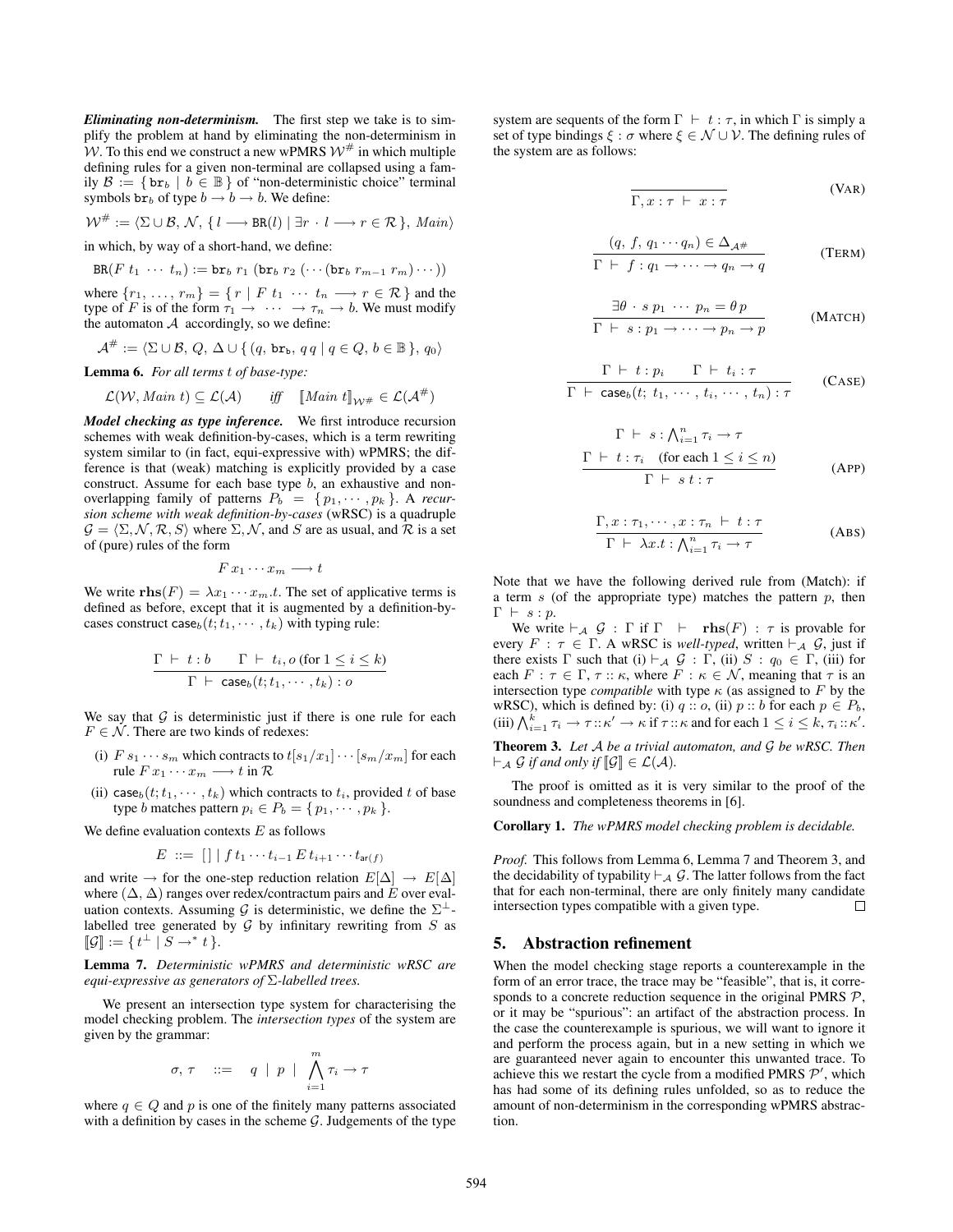***Eliminating non-determinism.*** The first step we take is to simplify the problem at hand by eliminating the non-determinism in $\mathcal{W}$. To this end we construct a new wPMRS $\mathcal{W}^{\#}$ in which multiple defining rules for a given non-terminal are collapsed using a family $\mathcal{B} := \{ \mathtt{br}_b \mid b \in \mathbb{B} \}$ of "non-deterministic choice" terminal symbols $\mathtt{br}_b$ of type $b \to b \to b$. We define:

$$\mathcal{W}^{\#} := \langle \Sigma \cup \mathcal{B},\, \mathcal{N},\, \{ l \longrightarrow \mathtt{BR}(l) \mid \exists r \cdot l \longrightarrow r \in \mathcal{R} \},\, \mathit{Main} \rangle$$

in which, by way of a short-hand, we define:

$$\mathtt{BR}(F\ t_1\ \cdots\ t_n) := \mathtt{br}_b\ r_1\ (\mathtt{br}_b\ r_2\ (\cdots (\mathtt{br}_b\ r_{m-1}\ r_m) \cdots))$$

where $\{ r_1, \ldots, r_m \} = \{ r \mid F\ t_1\ \cdots\ t_n \longrightarrow r \in \mathcal{R} \}$ and the type of $F$ is of the form $\tau_1 \to\ \cdots\ \to \tau_n \to b$. We must modify the automaton $\mathcal{A}$ accordingly, so we define:

$$\mathcal{A}^{\#} := \langle \Sigma \cup \mathcal{B},\, Q,\, \Delta \cup \{ (q,\, \mathtt{br_b},\, q\,q \mid q \in Q,\, b \in \mathbb{B} \},\, q_0 \rangle$$

**Lemma 6.** *For all terms $t$ of base-type:*

$$\mathcal{L}(\mathcal{W}, \mathit{Main}\ t) \subseteq \mathcal{L}(\mathcal{A}) \qquad \textit{iff} \qquad [\![\mathit{Main}\ t]\!]_{\mathcal{W}^{\#}} \in \mathcal{L}(\mathcal{A}^{\#})$$

***Model checking as type inference.*** We first introduce recursion schemes with weak definition-by-cases, which is a term rewriting system similar to (in fact, equi-expressive with) wPMRS; the difference is that (weak) matching is explicitly provided by a case construct. Assume for each base type $b$, an exhaustive and non-overlapping family of patterns $P_b = \{ p_1, \cdots, p_k \}$. A *recursion scheme with weak definition-by-cases* (wRSC) is a quadruple $\mathcal{G} = \langle \Sigma, \mathcal{N}, \mathcal{R}, S \rangle$ where $\Sigma, \mathcal{N}$, and $S$ are as usual, and $\mathcal{R}$ is a set of (pure) rules of the form

$$F\, x_1 \cdots x_m \longrightarrow t$$

We write $\mathbf{rhs}(F) = \lambda x_1 \cdots x_m.t$. The set of applicative terms is defined as before, except that it is augmented by a definition-by-cases construct $\mathsf{case}_b(t; t_1, \cdots, t_k)$ with typing rule:

$$\frac{\Gamma\ \vdash\ t : b \qquad \Gamma\ \vdash\ t_i, o \text{ (for } 1 \le i \le k)}{\Gamma\ \vdash\ \mathsf{case}_b(t; t_1, \cdots, t_k) : o}$$

We say that $\mathcal{G}$ is deterministic just if there is one rule for each $F \in \mathcal{N}$. There are two kinds of redexes:

(i) $F\, s_1 \cdots s_m$ which contracts to $t[s_1/x_1] \cdots [s_m/x_m]$ for each rule $F\, x_1 \cdots x_m \longrightarrow t$ in $\mathcal{R}$

(ii) $\mathsf{case}_b(t; t_1, \cdots, t_k)$ which contracts to $t_i$, provided $t$ of base type $b$ matches pattern $p_i \in P_b = \{ p_1, \cdots, p_k \}$.

We define evaluation contexts $E$ as follows

$$E\ ::=\ [\,]\ |\ f\, t_1 \cdots t_{i-1}\, E\, t_{i+1} \cdots t_{\mathsf{ar}(f)}$$

and write $\to$ for the one-step reduction relation $E[\Delta] \to E[\Delta]$ where $(\Delta, \Delta)$ ranges over redex/contractum pairs and $E$ over evaluation contexts. Assuming $\mathcal{G}$ is deterministic, we define the $\Sigma^{\perp}$-labelled tree generated by $\mathcal{G}$ by infinitary rewriting from $S$ as $[\![\mathcal{G}]\!] := \{ t^{\perp} \mid S \to^{*} t \}$.

**Lemma 7.** *Deterministic wPMRS and deterministic wRSC are equi-expressive as generators of $\Sigma$-labelled trees.*

We present an intersection type system for characterising the model checking problem. The *intersection types* of the system are given by the grammar:

$$\sigma, \tau \quad ::= \quad q \ \mid\ p\ \mid\ \bigwedge_{i=1}^{m} \tau_i \to \tau$$

where $q \in Q$ and $p$ is one of the finitely many patterns associated with a definition by cases in the scheme $\mathcal{G}$. Judgements of the type system are sequents of the form $\Gamma\ \vdash\ t : \tau$, in which $\Gamma$ is simply a set of type bindings $\xi : \sigma$ where $\xi \in \mathcal{N} \cup \mathcal{V}$. The defining rules of the system are as follows:

$$\frac{}{\Gamma, x : \tau\ \vdash\ x : \tau} \qquad \text{(VAR)}$$

$$\frac{(q,\ f,\ q_1 \cdots q_n) \in \Delta_{\mathcal{A}^{\#}}}{\Gamma\ \vdash\ f : q_1 \to \cdots \to q_n \to q} \qquad \text{(TERM)}$$

$$\frac{\exists \theta \cdot s\ p_1\ \cdots\ p_n = \theta\, p}{\Gamma\ \vdash\ s : p_1 \to \cdots \to p_n \to p} \qquad \text{(MATCH)}$$

$$\frac{\Gamma\ \vdash\ t : p_i \qquad \Gamma\ \vdash\ t_i : \tau}{\Gamma\ \vdash\ \mathsf{case}_b(t;\ t_1, \cdots, t_i, \cdots, t_n) : \tau} \qquad \text{(CASE)}$$

$$\frac{\Gamma\ \vdash\ s : \bigwedge_{i=1}^{n} \tau_i \to \tau \qquad \Gamma\ \vdash\ t : \tau_i \quad \text{(for each } 1 \le i \le n)}{\Gamma\ \vdash\ s\ t : \tau} \qquad \text{(APP)}$$

$$\frac{\Gamma, x : \tau_1, \cdots, x : \tau_n\ \vdash\ t : \tau}{\Gamma\ \vdash\ \lambda x.t : \bigwedge_{i=1}^{n} \tau_i \to \tau} \qquad \text{(ABS)}$$

Note that we have the following derived rule from (Match): if a term $s$ (of the appropriate type) matches the pattern $p$, then $\Gamma\ \vdash\ s : p$.

We write $\vdash_{\mathcal{A}}\ \mathcal{G}\ :\ \Gamma$ if $\Gamma\ \ \vdash\ \ \mathbf{rhs}(F)\ :\ \tau$ is provable for every $F : \tau \in \Gamma$. A wRSC is *well-typed*, written $\vdash_{\mathcal{A}} \mathcal{G}$, just if there exists $\Gamma$ such that (i) $\vdash_{\mathcal{A}}\ \mathcal{G} : \Gamma$, (ii) $S\ :\ q_0 \in \Gamma$, (iii) for each $F : \tau \in \Gamma$, $\tau :: \kappa$, where $F : \kappa \in \mathcal{N}$, meaning that $\tau$ is an intersection type *compatible* with type $\kappa$ (as assigned to $F$ by the wRSC), which is defined by: (i) $q :: o$, (ii) $p :: b$ for each $p \in P_b$, (iii) $\bigwedge_{i=1}^{k} \tau_i \to \tau :: \kappa' \to \kappa$ if $\tau :: \kappa$ and for each $1 \le i \le k$, $\tau_i :: \kappa'$.

**Theorem 3.** *Let $\mathcal{A}$ be a trivial automaton, and $\mathcal{G}$ be wRSC. Then $\vdash_{\mathcal{A}} \mathcal{G}$ if and only if $[\![\mathcal{G}]\!] \in \mathcal{L}(\mathcal{A})$.*

The proof is omitted as it is very similar to the proof of the soundness and completeness theorems in [6].

**Corollary 1.** *The wPMRS model checking problem is decidable.*

*Proof.* This follows from Lemma 6, Lemma 7 and Theorem 3, and the decidability of typability $\vdash_{\mathcal{A}} \mathcal{G}$. The latter follows from the fact that for each non-terminal, there are only finitely many candidate intersection types compatible with a given type. □

## 5. Abstraction refinement

When the model checking stage reports a counterexample in the form of an error trace, the trace may be "feasible", that is, it corresponds to a concrete reduction sequence in the original PMRS $\mathcal{P}$, or it may be "spurious": an artifact of the abstraction process. In the case the counterexample is spurious, we will want to ignore it and perform the process again, but in a new setting in which we are guaranteed never again to encounter this unwanted trace. To achieve this we restart the cycle from a modified PMRS $\mathcal{P}'$, which has had some of its defining rules unfolded, so as to reduce the amount of non-determinism in the corresponding wPMRS abstraction.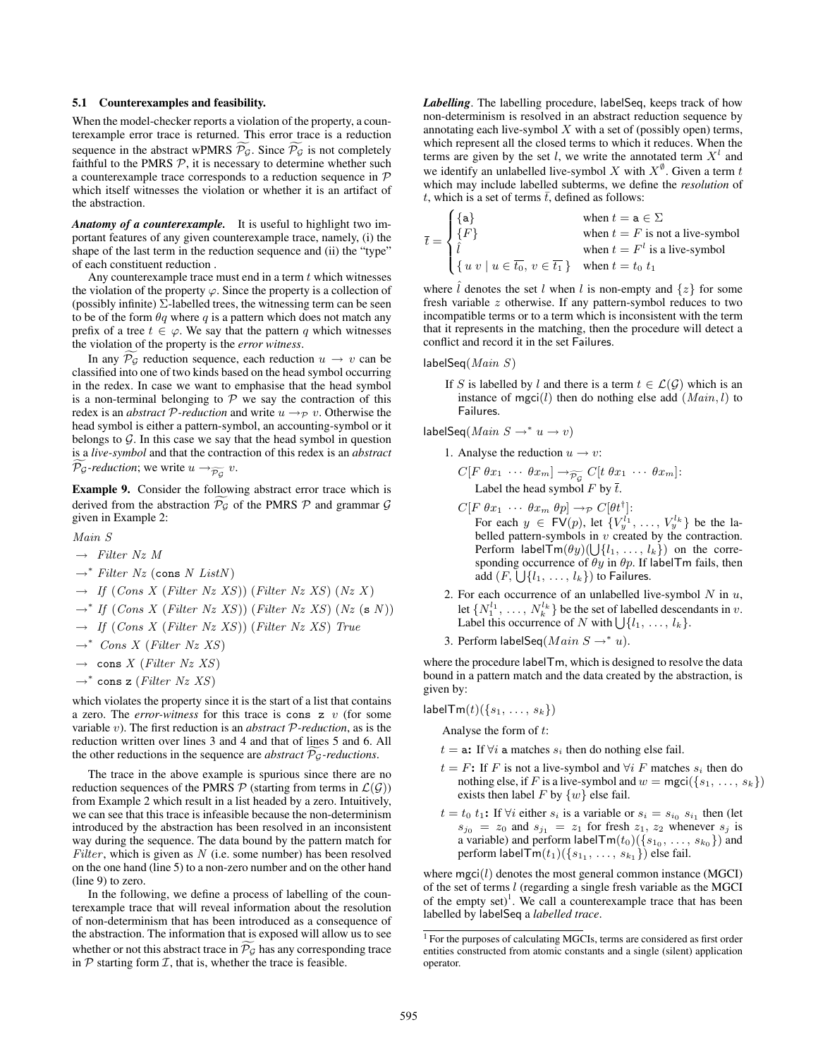### 5.1 Counterexamples and feasibility.

When the model-checker reports a violation of the property, a counterexample error trace is returned. This error trace is a reduction sequence in the abstract wPMRS $\widetilde{\mathcal{P}_\mathcal{G}}$. Since $\widetilde{\mathcal{P}_\mathcal{G}}$ is not completely faithful to the PMRS $\mathcal{P}$, it is necessary to determine whether such a counterexample trace corresponds to a reduction sequence in $\mathcal{P}$ which itself witnesses the violation or whether it is an artifact of the abstraction.

***Anatomy of a counterexample.*** It is useful to highlight two important features of any given counterexample trace, namely, (i) the shape of the last term in the reduction sequence and (ii) the "type" of each constituent reduction .

Any counterexample trace must end in a term $t$ which witnesses the violation of the property $\varphi$. Since the property is a collection of (possibly infinite) $\Sigma$-labelled trees, the witnessing term can be seen to be of the form $\theta q$ where $q$ is a pattern which does not match any prefix of a tree $t \in \varphi$. We say that the pattern $q$ which witnesses the violation of the property is the *error witness*.

In any $\widetilde{\mathcal{P}_\mathcal{G}}$ reduction sequence, each reduction $u \to v$ can be classified into one of two kinds based on the head symbol occurring in the redex. In case we want to emphasise that the head symbol is a non-terminal belonging to $\mathcal{P}$ we say the contraction of this redex is an *abstract $\mathcal{P}$-reduction* and write $u \to_\mathcal{P} v$. Otherwise the head symbol is either a pattern-symbol, an accounting-symbol or it belongs to $\mathcal{G}$. In this case we say that the head symbol in question is a *live-symbol* and that the contraction of this redex is an *abstract $\widetilde{\mathcal{P}_\mathcal{G}}$-reduction*; we write $u \to_{\widetilde{\mathcal{P}_\mathcal{G}}} v$.

**Example 9.** Consider the following abstract error trace which is derived from the abstraction $\widetilde{\mathcal{P}_\mathcal{G}}$ of the PMRS $\mathcal{P}$ and grammar $\mathcal{G}$ given in Example 2:

$Main\ S$

$\to\ Filter\ Nz\ M$

$\to^*\ Filter\ Nz\ (\mathtt{cons}\ N\ ListN)$

$\to\ If\ (Cons\ X\ (Filter\ Nz\ XS))\ (Filter\ Nz\ XS)\ (Nz\ X)$

$\to^*\ If\ (Cons\ X\ (Filter\ Nz\ XS))\ (Filter\ Nz\ XS)\ (Nz\ (\mathtt{s}\ N))$

$\to\ If\ (Cons\ X\ (Filter\ Nz\ XS))\ (Filter\ Nz\ XS)\ True$

$\to^*\ Cons\ X\ (Filter\ Nz\ XS)$

$\to\ \mathtt{cons}\ X\ (Filter\ Nz\ XS)$

$\to^*\ \mathtt{cons}\ \mathtt{z}\ (Filter\ Nz\ XS)$

which violates the property since it is the start of a list that contains a zero. The *error-witness* for this trace is $\mathtt{cons}\ \mathtt{z}\ v$ (for some variable $v$). The first reduction is an *abstract $\mathcal{P}$-reduction*, as is the reduction written over lines 3 and 4 and that of lines 5 and 6. All the other reductions in the sequence are *abstract $\widetilde{\mathcal{P}_\mathcal{G}}$-reductions*.

The trace in the above example is spurious since there are no reduction sequences of the PMRS $\mathcal{P}$ (starting from terms in $\mathcal{L}(\mathcal{G})$) from Example 2 which result in a list headed by a zero. Intuitively, we can see that this trace is infeasible because the non-determinism introduced by the abstraction has been resolved in an inconsistent way during the sequence. The data bound by the pattern match for *Filter*, which is given as $N$ (i.e. some number) has been resolved on the one hand (line 5) to a non-zero number and on the other hand (line 9) to zero.

In the following, we define a process of labelling of the counterexample trace that will reveal information about the resolution of non-determinism that has been introduced as a consequence of the abstraction. The information that is exposed will allow us to see whether or not this abstract trace in $\widetilde{\mathcal{P}_\mathcal{G}}$ has any corresponding trace in $\mathcal{P}$ starting form $\mathcal{I}$, that is, whether the trace is feasible.

***Labelling***. The labelling procedure, $\mathsf{labelSeq}$, keeps track of how non-determinism is resolved in an abstract reduction sequence by annotating each live-symbol $X$ with a set of (possibly open) terms, which represent all the closed terms to which it reduces. When the terms are given by the set $l$, we write the annotated term $X^l$ and we identify an unlabelled live-symbol $X$ with $X^\emptyset$. Given a term $t$ which may include labelled subterms, we define the *resolution* of $t$, which is a set of terms $\bar{t}$, defined as follows:

$$
\bar{t} = \begin{cases} \{\mathtt{a}\} & \text{when } t = \mathtt{a} \in \Sigma \\ \{F\} & \text{when } t = F \text{ is not a live-symbol} \\ \hat{l} & \text{when } t = F^l \text{ is a live-symbol} \\ \{\, u\ v \mid u \in \overline{t_0},\ v \in \overline{t_1} \,\} & \text{when } t = t_0\ t_1 \end{cases}
$$

where $\hat{l}$ denotes the set $l$ when $l$ is non-empty and $\{z\}$ for some fresh variable $z$ otherwise. If any pattern-symbol reduces to two incompatible terms or to a term which is inconsistent with the term that it represents in the matching, then the procedure will detect a conflict and record it in the set $\mathsf{Failures}$.

$\mathsf{labelSeq}(Main\ S)$

> If $S$ is labelled by $l$ and there is a term $t \in \mathcal{L}(\mathcal{G})$ which is an instance of $\mathsf{mgci}(l)$ then do nothing else add $(Main, l)$ to $\mathsf{Failures}$.

$\mathsf{labelSeq}(Main\ S \to^* u \to v)$

1. Analyse the reduction $u \to v$:

   $C[F\ \theta x_1\ \cdots\ \theta x_m] \to_{\widetilde{\mathcal{P}_\mathcal{G}}} C[t\ \theta x_1\ \cdots\ \theta x_m]$:
   Label the head symbol $F$ by $\bar{t}$.

   $C[F\ \theta x_1\ \cdots\ \theta x_m\ \theta p] \to_\mathcal{P} C[\theta t^\dagger]$:
   For each $y \in \mathsf{FV}(p)$, let $\{V_y^{l_1}, \ldots, V_y^{l_k}\}$ be the labelled pattern-symbols in $v$ created by the contraction. Perform $\mathsf{labelTm}(\theta y)(\bigcup\{l_1, \ldots, l_k\})$ on the corresponding occurrence of $\theta y$ in $\theta p$. If $\mathsf{labelTm}$ fails, then add $(F, \bigcup\{l_1, \ldots, l_k\})$ to $\mathsf{Failures}$.

2. For each occurrence of an unlabelled live-symbol $N$ in $u$, let $\{N_1^{l_1}, \ldots, N_k^{l_k}\}$ be the set of labelled descendants in $v$. Label this occurrence of $N$ with $\bigcup\{l_1, \ldots, l_k\}$.

3. Perform $\mathsf{labelSeq}(Main\ S \to^* u)$.

where the procedure $\mathsf{labelTm}$, which is designed to resolve the data bound in a pattern match and the data created by the abstraction, is given by:

$\mathsf{labelTm}(t)(\{s_1, \ldots, s_k\})$

> Analyse the form of $t$:
>
> $t = \mathtt{a}$**:** If $\forall i$ $\mathtt{a}$ matches $s_i$ then do nothing else fail.
>
> $t = F$**:** If $F$ is not a live-symbol and $\forall i$ $F$ matches $s_i$ then do nothing else, if $F$ is a live-symbol and $w = \mathsf{mgci}(\{s_1, \ldots, s_k\})$ exists then label $F$ by $\{w\}$ else fail.
>
> $t = t_0\ t_1$**:** If $\forall i$ either $s_i$ is a variable or $s_i = s_{i_0}\ s_{i_1}$ then (let $s_{j_0} = z_0$ and $s_{j_1} = z_1$ for fresh $z_1$, $z_2$ whenever $s_j$ is a variable) and perform $\mathsf{labelTm}(t_0)(\{s_{1_0}, \ldots, s_{k_0}\})$ and perform $\mathsf{labelTm}(t_1)(\{s_{1_1}, \ldots, s_{k_1}\})$ else fail.

where $\mathsf{mgci}(l)$ denotes the most general common instance (MGCI) of the set of terms $l$ (regarding a single fresh variable as the MGCI of the empty set)[1]. We call a counterexample trace that has been labelled by $\mathsf{labelSeq}$ a *labelled trace*.

[1] For the purposes of calculating MGCIs, terms are considered as first order entities constructed from atomic constants and a single (silent) application operator.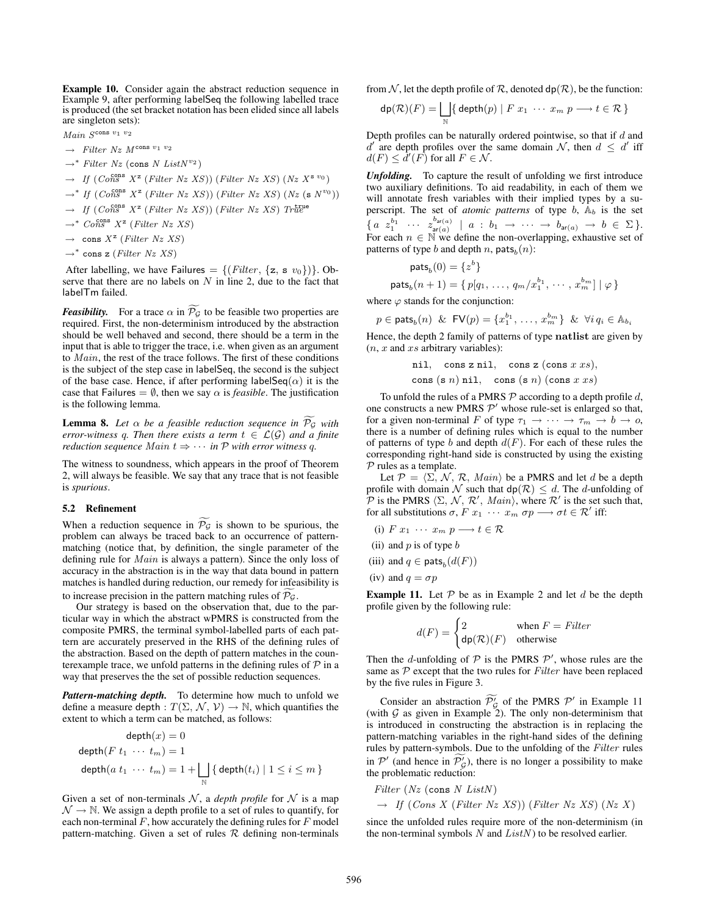**Example 10.** Consider again the abstract reduction sequence in Example 9, after performing labelSeq the following labelled trace is produced (the set bracket notation has been elided since all labels are singleton sets):

$Main\ S^{\mathsf{cons}\ v_1\ v_2}$

$\rightarrow\ Filter\ Nz\ M^{\mathsf{cons}\ v_1\ v_2}$

$\rightarrow^*\ Filter\ Nz\ (\mathsf{cons}\ N\ ListN^{v_2})$

$\rightarrow\ If\ (Cons^{\mathsf{cons}}\ X^{\mathsf{z}}\ (Filter\ Nz\ XS))\ (Filter\ Nz\ XS)\ (Nz\ X^{\mathsf{s}\ v_0})$

$\rightarrow^*\ If\ (Cons^{\mathsf{cons}}\ X^{\mathsf{z}}\ (Filter\ Nz\ XS))\ (Filter\ Nz\ XS)\ (Nz\ (\mathsf{s}\ N^{v_0}))$

$\rightarrow\ If\ (Cons^{\mathsf{cons}}\ X^{\mathsf{z}}\ (Filter\ Nz\ XS))\ (Filter\ Nz\ XS)\ True^{\mathsf{true}}$

$\rightarrow^*\ Cons^{\mathsf{cons}}\ X^{\mathsf{z}}\ (Filter\ Nz\ XS)$

$\rightarrow\ \mathsf{cons}\ X^{\mathsf{z}}\ (Filter\ Nz\ XS)$

$\rightarrow^*\ \mathsf{cons}\ \mathsf{z}\ (Filter\ Nz\ XS)$

After labelling, we have $\mathsf{Failures} = \{(Filter, \{\mathsf{z}, \mathsf{s}\ v_0\})\}$. Observe that there are no labels on $N$ in line 2, due to the fact that labelTm failed.

***Feasibility.*** For a trace $\alpha$ in $\widetilde{\mathcal{P}_\mathcal{G}}$ to be feasible two properties are required. First, the non-determinism introduced by the abstraction should be well behaved and second, there should be a term in the input that is able to trigger the trace, i.e. when given as an argument to $Main$, the rest of the trace follows. The first of these conditions is the subject of the step case in labelSeq, the second is the subject of the base case. Hence, if after performing $\mathsf{labelSeq}(\alpha)$ it is the case that $\mathsf{Failures} = \emptyset$, then we say $\alpha$ is *feasible*. The justification is the following lemma.

**Lemma 8.** *Let $\alpha$ be a feasible reduction sequence in $\widetilde{\mathcal{P}_\mathcal{G}}$ with error-witness $q$. Then there exists a term $t \in \mathcal{L}(\mathcal{G})$ and a finite reduction sequence $Main\ t \Rightarrow \cdots$ in $\mathcal{P}$ with error witness $q$.*

The witness to soundness, which appears in the proof of Theorem 2, will always be feasible. We say that any trace that is not feasible is *spurious*.

### 5.2 Refinement

When a reduction sequence in $\widetilde{\mathcal{P}_\mathcal{G}}$ is shown to be spurious, the problem can always be traced back to an occurrence of pattern-matching (notice that, by definition, the single parameter of the defining rule for $Main$ is always a pattern). Since the only loss of accuracy in the abstraction is in the way that data bound in pattern matches is handled during reduction, our remedy for infeasibility is to increase precision in the pattern matching rules of $\widetilde{\mathcal{P}_\mathcal{G}}$.

Our strategy is based on the observation that, due to the particular way in which the abstract wPMRS is constructed from the composite PMRS, the terminal symbol-labelled parts of each pattern are accurately preserved in the RHS of the defining rules of the abstraction. Based on the depth of pattern matches in the counterexample trace, we unfold patterns in the defining rules of $\mathcal{P}$ in a way that preserves the the set of possible reduction sequences.

***Pattern-matching depth.*** To determine how much to unfold we define a measure $\mathsf{depth} : T(\Sigma, \mathcal{N}, \mathcal{V}) \rightarrow \mathbb{N}$, which quantifies the extent to which a term can be matched, as follows:

$$\mathsf{depth}(x) = 0$$

$$\mathsf{depth}(F\ t_1\ \cdots\ t_m) = 1$$

$$\mathsf{depth}(a\ t_1\ \cdots\ t_m) = 1 + \bigsqcup_{\mathbb{N}} \{\ \mathsf{depth}(t_i) \mid 1 \leq i \leq m\ \}$$

Given a set of non-terminals $\mathcal{N}$, a *depth profile* for $\mathcal{N}$ is a map $\mathcal{N} \rightarrow \mathbb{N}$. We assign a depth profile to a set of rules to quantify, for each non-terminal $F$, how accurately the defining rules for $F$ model pattern-matching. Given a set of rules $\mathcal{R}$ defining non-terminals from $\mathcal{N}$, let the depth profile of $\mathcal{R}$, denoted $\mathsf{dp}(\mathcal{R})$, be the function:

$$\mathsf{dp}(\mathcal{R})(F) = \bigsqcup_{\mathbb{N}} \{\ \mathsf{depth}(p) \mid F\ x_1\ \cdots\ x_m\ p \longrightarrow t \in \mathcal{R}\ \}$$

Depth profiles can be naturally ordered pointwise, so that if $d$ and $d'$ are depth profiles over the same domain $\mathcal{N}$, then $d \leq d'$ iff $d(F) \leq d'(F)$ for all $F \in \mathcal{N}$.

***Unfolding.*** To capture the result of unfolding we first introduce two auxiliary definitions. To aid readability, in each of them we will annotate fresh variables with their implied types by a superscript. The set of *atomic patterns* of type $b$, $\mathbb{A}_b$ is the set $\{\ a\ z_1^{b_1}\ \cdots\ z_{\mathsf{ar}(a)}^{b_{\mathsf{ar}(a)}} \mid a : b_1 \rightarrow \cdots \rightarrow b_{\mathsf{ar}(a)} \rightarrow b \in \Sigma\}$. For each $n \in \mathbb{N}$ we define the non-overlapping, exhaustive set of patterns of type $b$ and depth $n$, $\mathsf{pats}_b(n)$:

$$\mathsf{pats}_b(0) = \{z^b\}$$

$$\mathsf{pats}_b(n+1) = \{\ p[q_1, \ldots, q_m/x_1^{b_1}, \cdots, x_m^{b_m}] \mid \varphi\ \}$$

where $\varphi$ stands for the conjunction:

$$p \in \mathsf{pats}_b(n)\ \ \&\ \ \mathsf{FV}(p) = \{x_1^{b_1}, \ldots, x_m^{b_m}\}\ \ \&\ \ \forall i\ q_i \in \mathbb{A}_{b_i}$$

Hence, the depth 2 family of patterns of type **natlist** are given by ($n$, $x$ and $xs$ arbitrary variables):

$\mathsf{nil}$, $\quad \mathsf{cons}\ \mathsf{z}\ \mathsf{nil}$, $\quad \mathsf{cons}\ \mathsf{z}\ (\mathsf{cons}\ x\ xs)$,

$\mathsf{cons}\ (\mathsf{s}\ n)\ \mathsf{nil}$, $\quad \mathsf{cons}\ (\mathsf{s}\ n)\ (\mathsf{cons}\ x\ xs)$

To unfold the rules of a PMRS $\mathcal{P}$ according to a depth profile $d$, one constructs a new PMRS $\mathcal{P}'$ whose rule-set is enlarged so that, for a given non-terminal $F$ of type $\tau_1 \rightarrow \cdots \rightarrow \tau_m \rightarrow b \rightarrow o$, there is a number of defining rules which is equal to the number of patterns of type $b$ and depth $d(F)$. For each of these rules the corresponding right-hand side is constructed by using the existing $\mathcal{P}$ rules as a template.

Let $\mathcal{P} = \langle \Sigma, \mathcal{N}, \mathcal{R}, Main\rangle$ be a PMRS and let $d$ be a depth profile with domain $\mathcal{N}$ such that $\mathsf{dp}(\mathcal{R}) \leq d$. The $d$-unfolding of $\mathcal{P}$ is the PMRS $\langle \Sigma, \mathcal{N}, \mathcal{R}', Main\rangle$, where $\mathcal{R}'$ is the set such that, for all substitutions $\sigma$, $F\ x_1\ \cdots\ x_m\ \sigma p \longrightarrow \sigma t \in \mathcal{R}'$ iff:

(i) $F\ x_1\ \cdots\ x_m\ p \longrightarrow t \in \mathcal{R}$

(ii) and $p$ is of type $b$

(iii) and $q \in \mathsf{pats}_b(d(F))$

(iv) and $q = \sigma p$

**Example 11.** Let $\mathcal{P}$ be as in Example 2 and let $d$ be the depth profile given by the following rule:

$$d(F) = \begin{cases} 2 & \text{when } F = Filter \\ \mathsf{dp}(\mathcal{R})(F) & \text{otherwise} \end{cases}$$

Then the $d$-unfolding of $\mathcal{P}$ is the PMRS $\mathcal{P}'$, whose rules are the same as $\mathcal{P}$ except that the two rules for $Filter$ have been replaced by the five rules in Figure 3.

Consider an abstraction $\widetilde{\mathcal{P}'_\mathcal{G}}$ of the PMRS $\mathcal{P}'$ in Example 11 (with $\mathcal{G}$ as given in Example 2). The only non-determinism that is introduced in constructing the abstraction is in replacing the pattern-matching variables in the right-hand sides of the defining rules by pattern-symbols. Due to the unfolding of the $Filter$ rules in $\mathcal{P}'$ (and hence in $\widetilde{\mathcal{P}'_\mathcal{G}}$), there is no longer a possibility to make the problematic reduction:

$Filter\ (Nz\ (\mathsf{cons}\ N\ ListN)$

$\rightarrow\ If\ (Cons\ X\ (Filter\ Nz\ XS))\ (Filter\ Nz\ XS)\ (Nz\ X)$

since the unfolded rules require more of the non-determinism (in the non-terminal symbols $N$ and $ListN$) to be resolved earlier.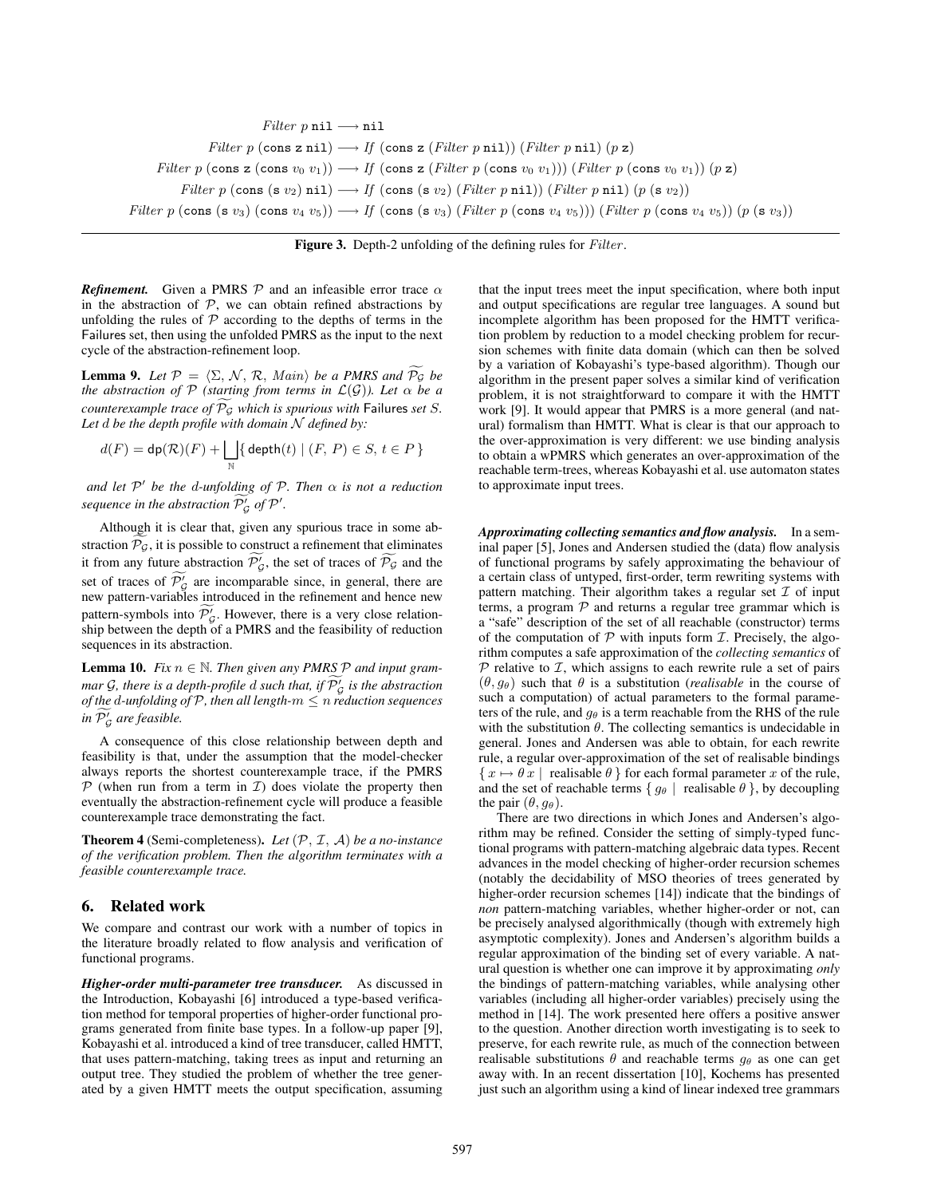$$Filter\ p\ \mathtt{nil} \longrightarrow \mathtt{nil}$$

$$Filter\ p\ (\mathtt{cons}\ \mathtt{z}\ \mathtt{nil}) \longrightarrow If\ (\mathtt{cons}\ \mathtt{z}\ (Filter\ p\ \mathtt{nil}))\ (Filter\ p\ \mathtt{nil})\ (p\ \mathtt{z})$$

$$Filter\ p\ (\mathtt{cons}\ \mathtt{z}\ (\mathtt{cons}\ v_0\ v_1)) \longrightarrow If\ (\mathtt{cons}\ \mathtt{z}\ (Filter\ p\ (\mathtt{cons}\ v_0\ v_1)))\ (Filter\ p\ (\mathtt{cons}\ v_0\ v_1))\ (p\ \mathtt{z})$$

$$Filter\ p\ (\mathtt{cons}\ (\mathtt{s}\ v_2)\ \mathtt{nil}) \longrightarrow If\ (\mathtt{cons}\ (\mathtt{s}\ v_2)\ (Filter\ p\ \mathtt{nil}))\ (Filter\ p\ \mathtt{nil})\ (p\ (\mathtt{s}\ v_2))$$

$$Filter\ p\ (\mathtt{cons}\ (\mathtt{s}\ v_3)\ (\mathtt{cons}\ v_4\ v_5)) \longrightarrow If\ (\mathtt{cons}\ (\mathtt{s}\ v_3)\ (Filter\ p\ (\mathtt{cons}\ v_4\ v_5)))\ (Filter\ p\ (\mathtt{cons}\ v_4\ v_5))\ (p\ (\mathtt{s}\ v_3))$$

**Figure 3.** Depth-2 unfolding of the defining rules for $Filter$.

***Refinement.*** Given a PMRS $\mathcal{P}$ and an infeasible error trace $\alpha$ in the abstraction of $\mathcal{P}$, we can obtain refined abstractions by unfolding the rules of $\mathcal{P}$ according to the depths of terms in the Failures set, then using the unfolded PMRS as the input to the next cycle of the abstraction-refinement loop.

**Lemma 9.** *Let $\mathcal{P} = \langle \Sigma, \mathcal{N}, \mathcal{R}, Main \rangle$ be a PMRS and $\widetilde{\mathcal{P}_\mathcal{G}}$ be the abstraction of $\mathcal{P}$ (starting from terms in $\mathcal{L}(\mathcal{G})$). Let $\alpha$ be a counterexample trace of $\widetilde{\mathcal{P}_\mathcal{G}}$ which is spurious with* Failures *set $S$. Let $d$ be the depth profile with domain $\mathcal{N}$ defined by:*

$$d(F) = \mathsf{dp}(\mathcal{R})(F) + \bigsqcup_{\mathbb{N}} \{\, \mathsf{depth}(t) \mid (F,\, P) \in S,\, t \in P \,\}$$

*and let $\mathcal{P}'$ be the $d$-unfolding of $\mathcal{P}$. Then $\alpha$ is not a reduction sequence in the abstraction $\widetilde{\mathcal{P}'_\mathcal{G}}$ of $\mathcal{P}'$.*

Although it is clear that, given any spurious trace in some abstraction $\widetilde{\mathcal{P}_\mathcal{G}}$, it is possible to construct a refinement that eliminates it from any future abstraction $\widetilde{\mathcal{P}'_\mathcal{G}}$, the set of traces of $\widetilde{\mathcal{P}_\mathcal{G}}$ and the set of traces of $\widetilde{\mathcal{P}'_\mathcal{G}}$ are incomparable since, in general, there are new pattern-variables introduced in the refinement and hence new pattern-symbols into $\widetilde{\mathcal{P}'_\mathcal{G}}$. However, there is a very close relationship between the depth of a PMRS and the feasibility of reduction sequences in its abstraction.

**Lemma 10.** *Fix $n \in \mathbb{N}$. Then given any PMRS $\mathcal{P}$ and input grammar $\mathcal{G}$, there is a depth-profile $d$ such that, if $\widetilde{\mathcal{P}'_\mathcal{G}}$ is the abstraction of the $d$-unfolding of $\mathcal{P}$, then all length-$m \leq n$ reduction sequences in $\widetilde{\mathcal{P}'_\mathcal{G}}$ are feasible.*

A consequence of this close relationship between depth and feasibility is that, under the assumption that the model-checker always reports the shortest counterexample trace, if the PMRS $\mathcal{P}$ (when run from a term in $\mathcal{I}$) does violate the property then eventually the abstraction-refinement cycle will produce a feasible counterexample trace demonstrating the fact.

**Theorem 4** (Semi-completeness)**.** *Let $(\mathcal{P}, \mathcal{I}, \mathcal{A})$ be a no-instance of the verification problem. Then the algorithm terminates with a feasible counterexample trace.*

## 6. Related work

We compare and contrast our work with a number of topics in the literature broadly related to flow analysis and verification of functional programs.

***Higher-order multi-parameter tree transducer.*** As discussed in the Introduction, Kobayashi [6] introduced a type-based verification method for temporal properties of higher-order functional programs generated from finite base types. In a follow-up paper [9], Kobayashi et al. introduced a kind of tree transducer, called HMTT, that uses pattern-matching, taking trees as input and returning an output tree. They studied the problem of whether the tree generated by a given HMTT meets the output specification, assuming that the input trees meet the input specification, where both input and output specifications are regular tree languages. A sound but incomplete algorithm has been proposed for the HMTT verification problem by reduction to a model checking problem for recursion schemes with finite data domain (which can then be solved by a variation of Kobayashi's type-based algorithm). Though our algorithm in the present paper solves a similar kind of verification problem, it is not straightforward to compare it with the HMTT work [9]. It would appear that PMRS is a more general (and natural) formalism than HMTT. What is clear is that our approach to the over-approximation is very different: we use binding analysis to obtain a wPMRS which generates an over-approximation of the reachable term-trees, whereas Kobayashi et al. use automaton states to approximate input trees.

***Approximating collecting semantics and flow analysis.*** In a seminal paper [5], Jones and Andersen studied the (data) flow analysis of functional programs by safely approximating the behaviour of a certain class of untyped, first-order, term rewriting systems with pattern matching. Their algorithm takes a regular set $\mathcal{I}$ of input terms, a program $\mathcal{P}$ and returns a regular tree grammar which is a "safe" description of the set of all reachable (constructor) terms of the computation of $\mathcal{P}$ with inputs form $\mathcal{I}$. Precisely, the algorithm computes a safe approximation of the *collecting semantics* of $\mathcal{P}$ relative to $\mathcal{I}$, which assigns to each rewrite rule a set of pairs $(\theta, g_\theta)$ such that $\theta$ is a substitution (*realisable* in the course of such a computation) of actual parameters to the formal parameters of the rule, and $g_\theta$ is a term reachable from the RHS of the rule with the substitution $\theta$. The collecting semantics is undecidable in general. Jones and Andersen was able to obtain, for each rewrite rule, a regular over-approximation of the set of realisable bindings $\{\, x \mapsto \theta\, x \mid \text{ realisable } \theta \,\}$ for each formal parameter $x$ of the rule, and the set of reachable terms $\{\, g_\theta \mid \text{ realisable } \theta \,\}$, by decoupling the pair $(\theta, g_\theta)$.

There are two directions in which Jones and Andersen's algorithm may be refined. Consider the setting of simply-typed functional programs with pattern-matching algebraic data types. Recent advances in the model checking of higher-order recursion schemes (notably the decidability of MSO theories of trees generated by higher-order recursion schemes [14]) indicate that the bindings of *non* pattern-matching variables, whether higher-order or not, can be precisely analysed algorithmically (though with extremely high asymptotic complexity). Jones and Andersen's algorithm builds a regular approximation of the binding set of every variable. A natural question is whether one can improve it by approximating *only* the bindings of pattern-matching variables, while analysing other variables (including all higher-order variables) precisely using the method in [14]. The work presented here offers a positive answer to the question. Another direction worth investigating is to seek to preserve, for each rewrite rule, as much of the connection between realisable substitutions $\theta$ and reachable terms $g_\theta$ as one can get away with. In an recent dissertation [10], Kochems has presented just such an algorithm using a kind of linear indexed tree grammars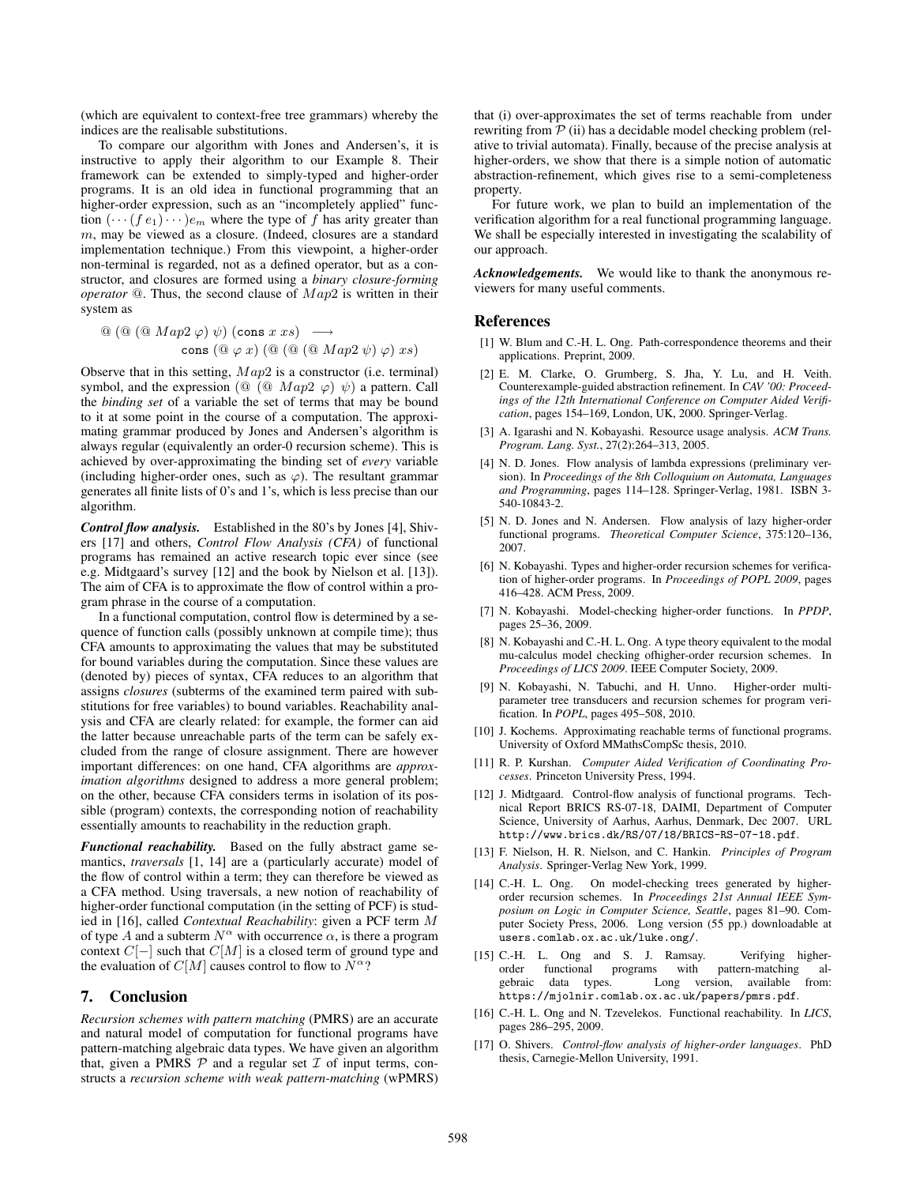(which are equivalent to context-free tree grammars) whereby the indices are the realisable substitutions.

To compare our algorithm with Jones and Andersen's, it is instructive to apply their algorithm to our Example 8. Their framework can be extended to simply-typed and higher-order programs. It is an old idea in functional programming that an higher-order expression, such as an "incompletely applied" function $(\cdots(f\,e_1)\cdots)e_m$ where the type of $f$ has arity greater than $m$, may be viewed as a closure. (Indeed, closures are a standard implementation technique.) From this viewpoint, a higher-order non-terminal is regarded, not as a defined operator, but as a constructor, and closures are formed using a *binary closure-forming operator* @. Thus, the second clause of $Map2$ is written in their system as

$$@\ (@\ (@\ Map2\ \varphi)\ \psi)\ (\texttt{cons}\ x\ xs) \ \longrightarrow \\ \texttt{cons}\ (@\ \varphi\ x)\ (@\ (@\ (@\ Map2\ \psi)\ \varphi)\ xs)$$

Observe that in this setting, $Map2$ is a constructor (i.e. terminal) symbol, and the expression $(@\ (@\ Map2\ \varphi)\ \psi)$ a pattern. Call the *binding set* of a variable the set of terms that may be bound to it at some point in the course of a computation. The approximating grammar produced by Jones and Andersen's algorithm is always regular (equivalently an order-0 recursion scheme). This is achieved by over-approximating the binding set of *every* variable (including higher-order ones, such as $\varphi$). The resultant grammar generates all finite lists of 0's and 1's, which is less precise than our algorithm.

***Control flow analysis.*** Established in the 80's by Jones [4], Shivers [17] and others, *Control Flow Analysis (CFA)* of functional programs has remained an active research topic ever since (see e.g. Midtgaard's survey [12] and the book by Nielson et al. [13]). The aim of CFA is to approximate the flow of control within a program phrase in the course of a computation.

In a functional computation, control flow is determined by a sequence of function calls (possibly unknown at compile time); thus CFA amounts to approximating the values that may be substituted for bound variables during the computation. Since these values are (denoted by) pieces of syntax, CFA reduces to an algorithm that assigns *closures* (subterms of the examined term paired with substitutions for free variables) to bound variables. Reachability analysis and CFA are clearly related: for example, the former can aid the latter because unreachable parts of the term can be safely excluded from the range of closure assignment. There are however important differences: on one hand, CFA algorithms are *approximation algorithms* designed to address a more general problem; on the other, because CFA considers terms in isolation of its possible (program) contexts, the corresponding notion of reachability essentially amounts to reachability in the reduction graph.

***Functional reachability.*** Based on the fully abstract game semantics, *traversals* [1, 14] are a (particularly accurate) model of the flow of control within a term; they can therefore be viewed as a CFA method. Using traversals, a new notion of reachability of higher-order functional computation (in the setting of PCF) is studied in [16], called *Contextual Reachability*: given a PCF term $M$ of type $A$ and a subterm $N^\alpha$ with occurrence $\alpha$, is there a program context $C[-]$ such that $C[M]$ is a closed term of ground type and the evaluation of $C[M]$ causes control to flow to $N^\alpha$?

## 7. Conclusion

*Recursion schemes with pattern matching* (PMRS) are an accurate and natural model of computation for functional programs have pattern-matching algebraic data types. We have given an algorithm that, given a PMRS $\mathcal{P}$ and a regular set $\mathcal{I}$ of input terms, constructs a *recursion scheme with weak pattern-matching* (wPMRS) that (i) over-approximates the set of terms reachable from under rewriting from $\mathcal{P}$ (ii) has a decidable model checking problem (relative to trivial automata). Finally, because of the precise analysis at higher-orders, we show that there is a simple notion of automatic abstraction-refinement, which gives rise to a semi-completeness property.

For future work, we plan to build an implementation of the verification algorithm for a real functional programming language. We shall be especially interested in investigating the scalability of our approach.

***Acknowledgements.*** We would like to thank the anonymous reviewers for many useful comments.

## References

[1] W. Blum and C.-H. L. Ong. Path-correspondence theorems and their applications. Preprint, 2009.

[2] E. M. Clarke, O. Grumberg, S. Jha, Y. Lu, and H. Veith. Counterexample-guided abstraction refinement. In *CAV '00: Proceedings of the 12th International Conference on Computer Aided Verification*, pages 154–169, London, UK, 2000. Springer-Verlag.

[3] A. Igarashi and N. Kobayashi. Resource usage analysis. *ACM Trans. Program. Lang. Syst.*, 27(2):264–313, 2005.

[4] N. D. Jones. Flow analysis of lambda expressions (preliminary version). In *Proceedings of the 8th Colloquium on Automata, Languages and Programming*, pages 114–128. Springer-Verlag, 1981. ISBN 3-540-10843-2.

[5] N. D. Jones and N. Andersen. Flow analysis of lazy higher-order functional programs. *Theoretical Computer Science*, 375:120–136, 2007.

[6] N. Kobayashi. Types and higher-order recursion schemes for verification of higher-order programs. In *Proceedings of POPL 2009*, pages 416–428. ACM Press, 2009.

[7] N. Kobayashi. Model-checking higher-order functions. In *PPDP*, pages 25–36, 2009.

[8] N. Kobayashi and C.-H. L. Ong. A type theory equivalent to the modal mu-calculus model checking ofhigher-order recursion schemes. In *Proceedings of LICS 2009*. IEEE Computer Society, 2009.

[9] N. Kobayashi, N. Tabuchi, and H. Unno. Higher-order multi-parameter tree transducers and recursion schemes for program verification. In *POPL*, pages 495–508, 2010.

[10] J. Kochems. Approximating reachable terms of functional programs. University of Oxford MMathsCompSc thesis, 2010.

[11] R. P. Kurshan. *Computer Aided Verification of Coordinating Processes*. Princeton University Press, 1994.

[12] J. Midtgaard. Control-flow analysis of functional programs. Technical Report BRICS RS-07-18, DAIMI, Department of Computer Science, University of Aarhus, Aarhus, Denmark, Dec 2007. URL `http://www.brics.dk/RS/07/18/BRICS-RS-07-18.pdf`.

[13] F. Nielson, H. R. Nielson, and C. Hankin. *Principles of Program Analysis*. Springer-Verlag New York, 1999.

[14] C.-H. L. Ong. On model-checking trees generated by higher-order recursion schemes. In *Proceedings 21st Annual IEEE Symposium on Logic in Computer Science, Seattle*, pages 81–90. Computer Society Press, 2006. Long version (55 pp.) downloadable at `users.comlab.ox.ac.uk/luke.ong/`.

[15] C.-H. L. Ong and S. J. Ramsay. Verifying higher-order functional programs with pattern-matching algebraic data types. Long version, available from: `https://mjolnir.comlab.ox.ac.uk/papers/pmrs.pdf`.

[16] C.-H. L. Ong and N. Tzevelekos. Functional reachability. In *LICS*, pages 286–295, 2009.

[17] O. Shivers. *Control-flow analysis of higher-order languages*. PhD thesis, Carnegie-Mellon University, 1991.